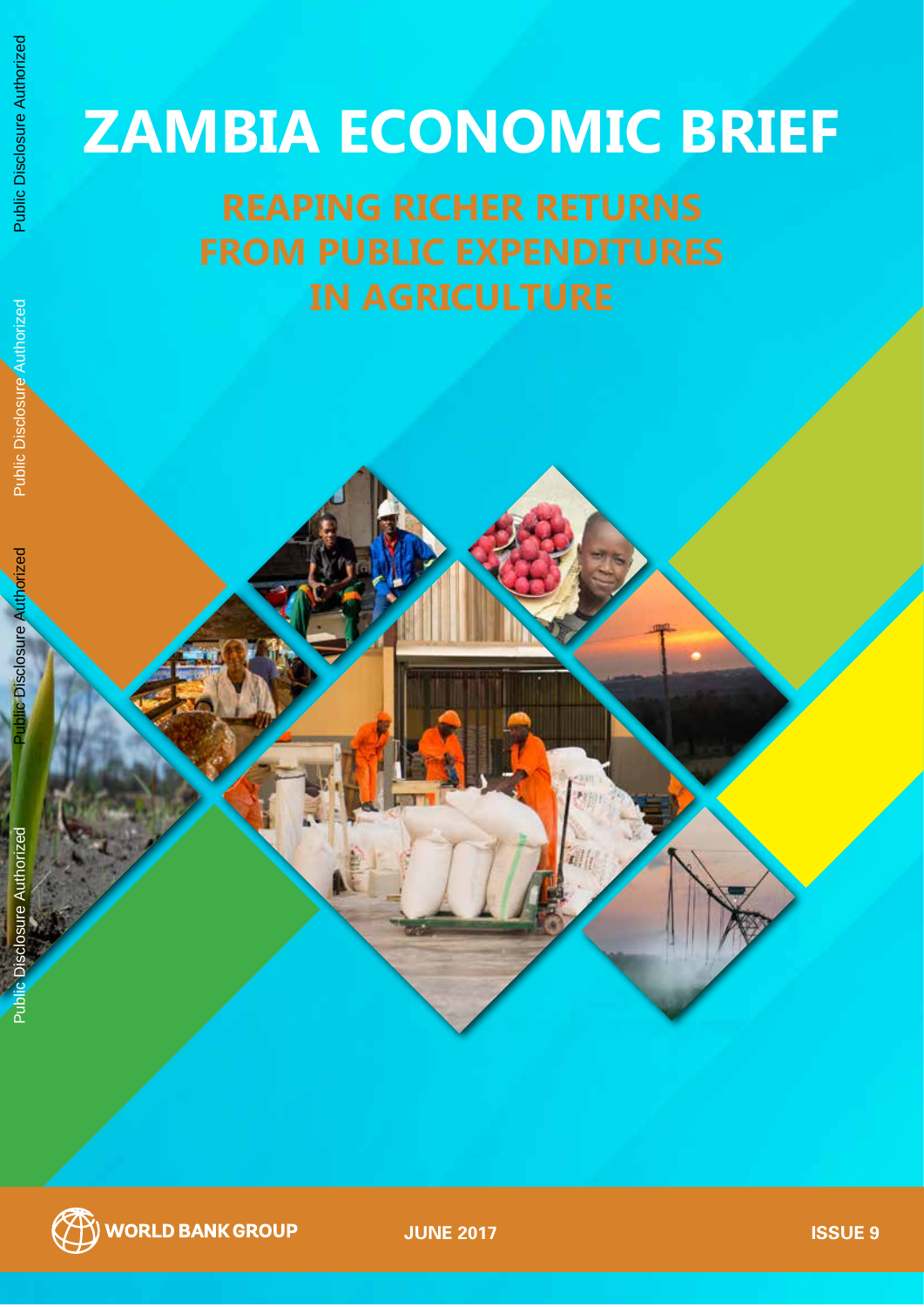# ZAMBIA ECONOMIC BRIEF

## REAPING RICHER RETURNS FROM PUBLIC EXPENDITURES IN AGRICULTURE

WORLD BANK GROUP

JUNE 2017

ISSUE 9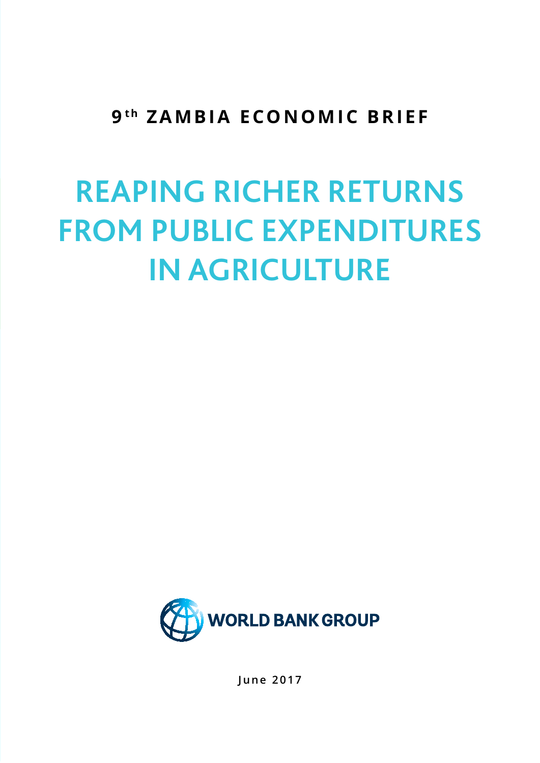9th ZAMBIA ECONOMIC BRIEF

# REAPING RICHER RETURNS FROM PUBLIC EXPENDITURES IN AGRICULTURE

WORLD BANK GROUP

June 2017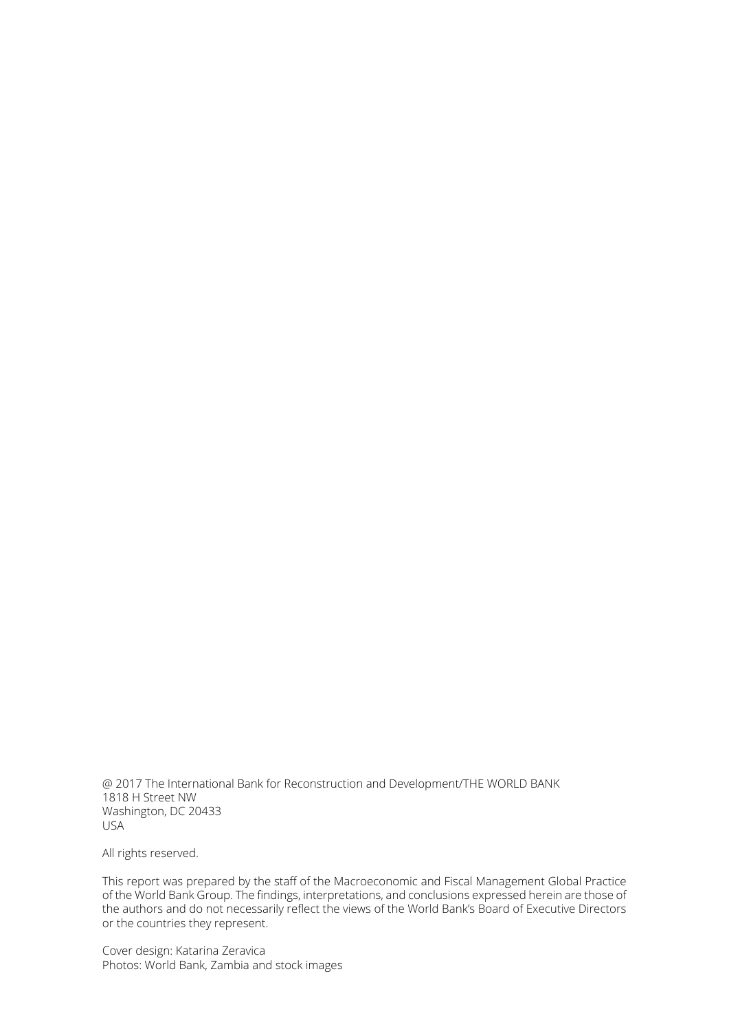@ 2017 The International Bank for Reconstruction and Development/THE WORLD BANK
1818 H Street NW
Washington, DC 20433
USA

All rights reserved.

This report was prepared by the staff of the Macroeconomic and Fiscal Management Global Practice of the World Bank Group. The findings, interpretations, and conclusions expressed herein are those of the authors and do not necessarily reflect the views of the World Bank's Board of Executive Directors or the countries they represent.

Cover design: Katarina Zeravica
Photos: World Bank, Zambia and stock images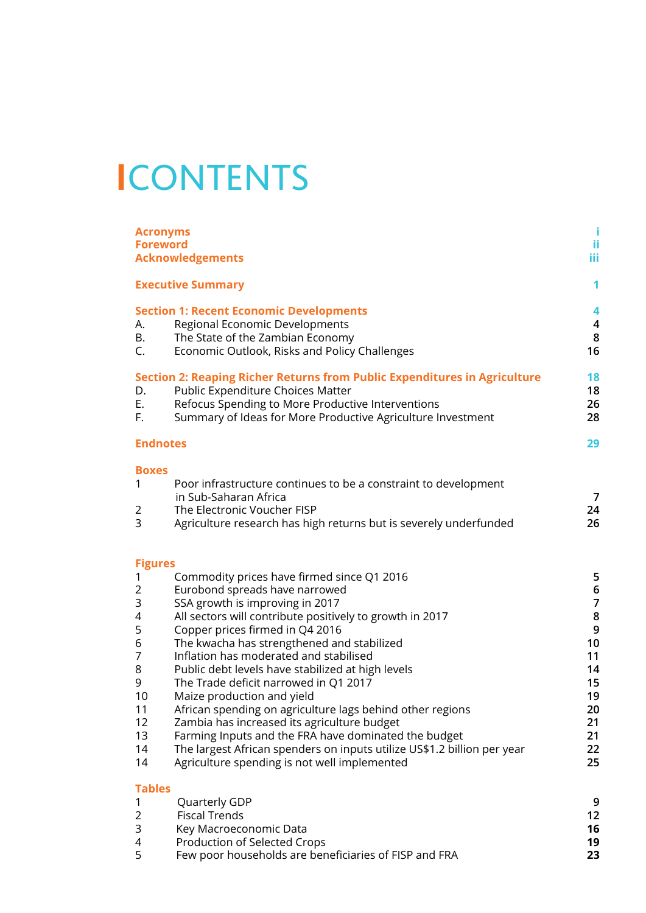# CONTENTS

| | | |
|---|---|---|
| **Acronyms** | | i |
| **Foreword** | | ii |
| **Acknowledgements** | | iii |
| **Executive Summary** | | 1 |
| **Section 1: Recent Economic Developments** | | 4 |
| A. | Regional Economic Developments | 4 |
| B. | The State of the Zambian Economy | 8 |
| C. | Economic Outlook, Risks and Policy Challenges | 16 |
| **Section 2: Reaping Richer Returns from Public Expenditures in Agriculture** | | 18 |
| D. | Public Expenditure Choices Matter | 18 |
| E. | Refocus Spending to More Productive Interventions | 26 |
| F. | Summary of Ideas for More Productive Agriculture Investment | 28 |
| **Endnotes** | | 29 |

**Boxes**

| | | |
|---|---|---|
| 1 | Poor infrastructure continues to be a constraint to development in Sub-Saharan Africa | 7 |
| 2 | The Electronic Voucher FISP | 24 |
| 3 | Agriculture research has high returns but is severely underfunded | 26 |

**Figures**

| | | |
|---|---|---|
| 1 | Commodity prices have firmed since Q1 2016 | 5 |
| 2 | Eurobond spreads have narrowed | 6 |
| 3 | SSA growth is improving in 2017 | 7 |
| 4 | All sectors will contribute positively to growth in 2017 | 8 |
| 5 | Copper prices firmed in Q4 2016 | 9 |
| 6 | The kwacha has strengthened and stabilized | 10 |
| 7 | Inflation has moderated and stabilised | 11 |
| 8 | Public debt levels have stabilized at high levels | 14 |
| 9 | The Trade deficit narrowed in Q1 2017 | 15 |
| 10 | Maize production and yield | 19 |
| 11 | African spending on agriculture lags behind other regions | 20 |
| 12 | Zambia has increased its agriculture budget | 21 |
| 13 | Farming Inputs and the FRA have dominated the budget | 21 |
| 14 | The largest African spenders on inputs utilize US$1.2 billion per year | 22 |
| 14 | Agriculture spending is not well implemented | 25 |

**Tables**

| | | |
|---|---|---|
| 1 | Quarterly GDP | 9 |
| 2 | Fiscal Trends | 12 |
| 3 | Key Macroeconomic Data | 16 |
| 4 | Production of Selected Crops | 19 |
| 5 | Few poor households are beneficiaries of FISP and FRA | 23 |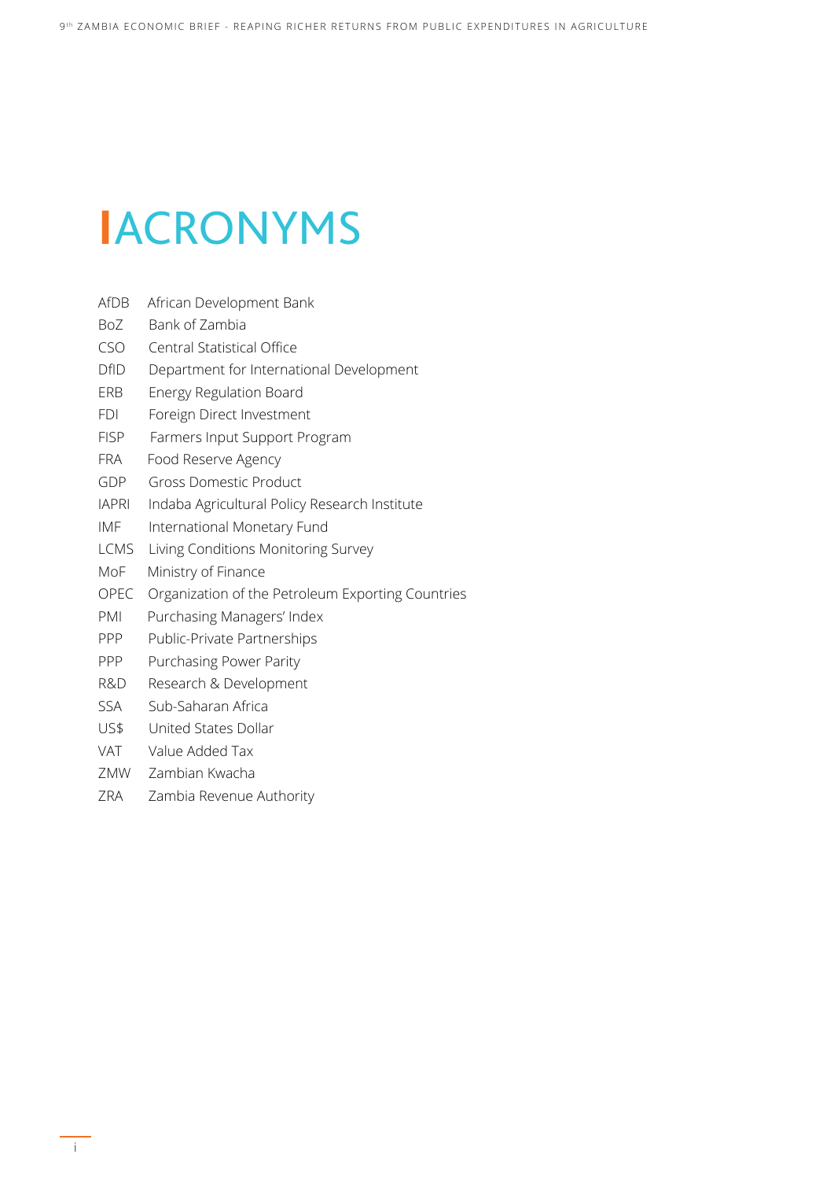# ACRONYMS

| | |
|---|---|
| AfDB | African Development Bank |
| BoZ | Bank of Zambia |
| CSO | Central Statistical Office |
| DfID | Department for International Development |
| ERB | Energy Regulation Board |
| FDI | Foreign Direct Investment |
| FISP | Farmers Input Support Program |
| FRA | Food Reserve Agency |
| GDP | Gross Domestic Product |
| IAPRI | Indaba Agricultural Policy Research Institute |
| IMF | International Monetary Fund |
| LCMS | Living Conditions Monitoring Survey |
| MoF | Ministry of Finance |
| OPEC | Organization of the Petroleum Exporting Countries |
| PMI | Purchasing Managers' Index |
| PPP | Public-Private Partnerships |
| PPP | Purchasing Power Parity |
| R&D | Research & Development |
| SSA | Sub-Saharan Africa |
| US$ | United States Dollar |
| VAT | Value Added Tax |
| ZMW | Zambian Kwacha |
| ZRA | Zambia Revenue Authority |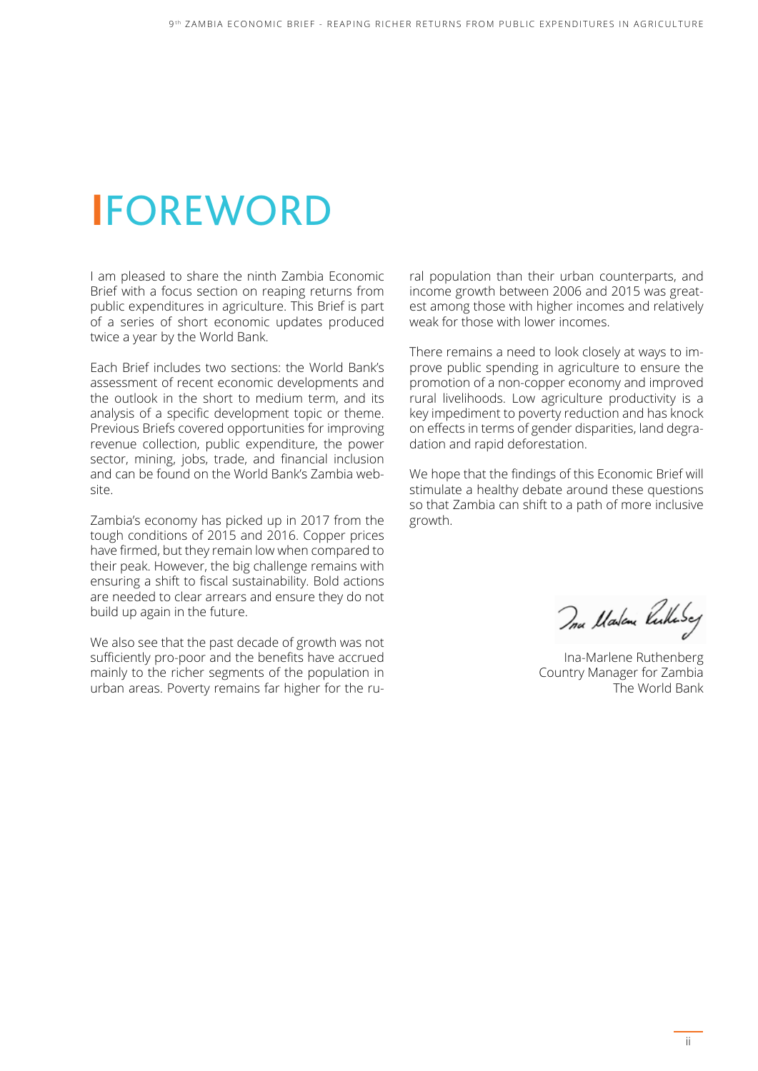# FOREWORD

I am pleased to share the ninth Zambia Economic Brief with a focus section on reaping returns from public expenditures in agriculture. This Brief is part of a series of short economic updates produced twice a year by the World Bank.

Each Brief includes two sections: the World Bank's assessment of recent economic developments and the outlook in the short to medium term, and its analysis of a specific development topic or theme. Previous Briefs covered opportunities for improving revenue collection, public expenditure, the power sector, mining, jobs, trade, and financial inclusion and can be found on the World Bank's Zambia website.

Zambia's economy has picked up in 2017 from the tough conditions of 2015 and 2016. Copper prices have firmed, but they remain low when compared to their peak. However, the big challenge remains with ensuring a shift to fiscal sustainability. Bold actions are needed to clear arrears and ensure they do not build up again in the future.

We also see that the past decade of growth was not sufficiently pro-poor and the benefits have accrued mainly to the richer segments of the population in urban areas. Poverty remains far higher for the rural population than their urban counterparts, and income growth between 2006 and 2015 was greatest among those with higher incomes and relatively weak for those with lower incomes.

There remains a need to look closely at ways to improve public spending in agriculture to ensure the promotion of a non-copper economy and improved rural livelihoods. Low agriculture productivity is a key impediment to poverty reduction and has knock on effects in terms of gender disparities, land degradation and rapid deforestation.

We hope that the findings of this Economic Brief will stimulate a healthy debate around these questions so that Zambia can shift to a path of more inclusive growth.

Ina-Marlene Ruthenberg
Country Manager for Zambia
The World Bank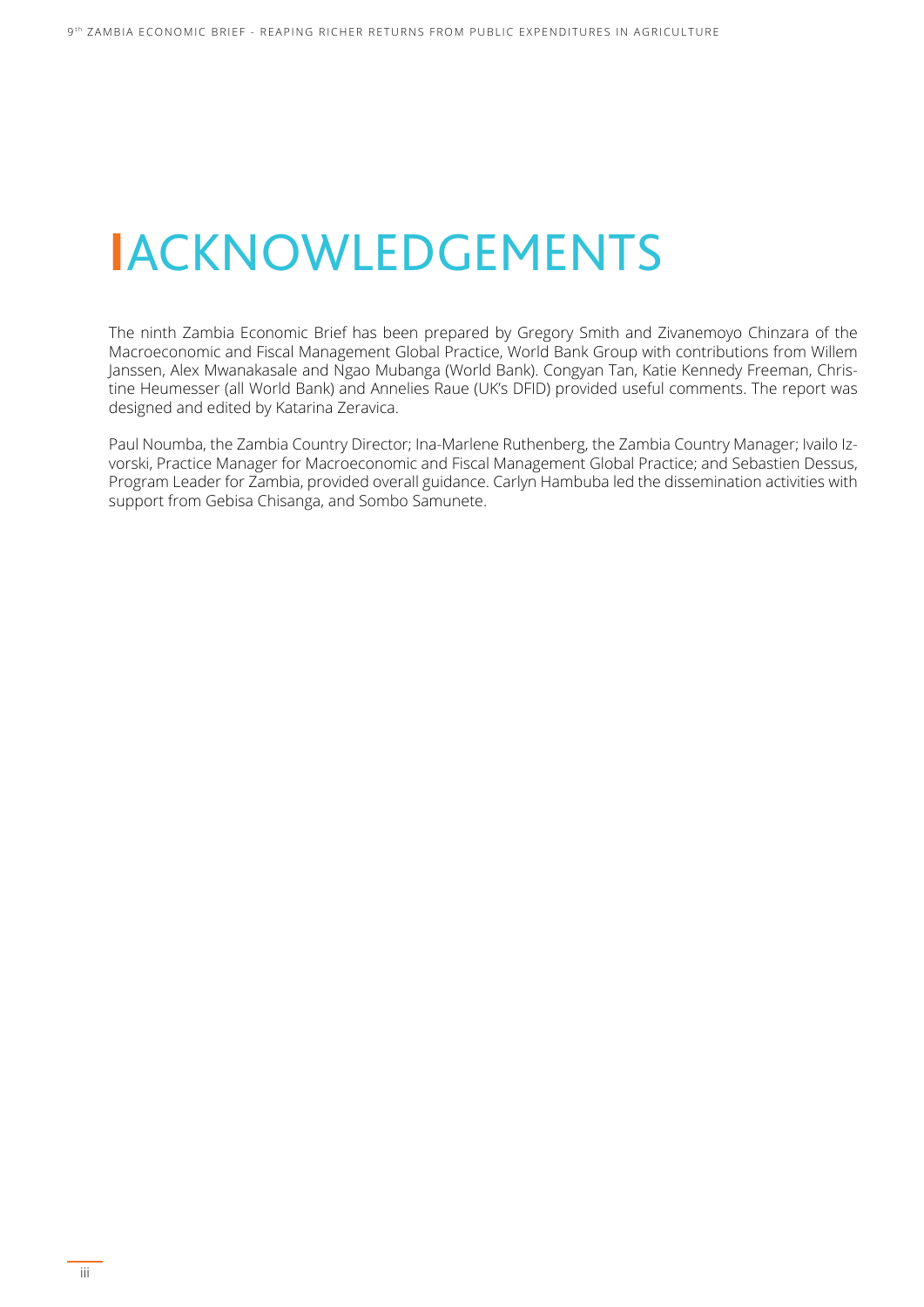# ACKNOWLEDGEMENTS

The ninth Zambia Economic Brief has been prepared by Gregory Smith and Zivanemoyo Chinzara of the Macroeconomic and Fiscal Management Global Practice, World Bank Group with contributions from Willem Janssen, Alex Mwanakasale and Ngao Mubanga (World Bank). Congyan Tan, Katie Kennedy Freeman, Christine Heumesser (all World Bank) and Annelies Raue (UK's DFID) provided useful comments. The report was designed and edited by Katarina Zeravica.

Paul Noumba, the Zambia Country Director; Ina-Marlene Ruthenberg, the Zambia Country Manager; Ivailo Izvorski, Practice Manager for Macroeconomic and Fiscal Management Global Practice; and Sebastien Dessus, Program Leader for Zambia, provided overall guidance. Carlyn Hambuba led the dissemination activities with support from Gebisa Chisanga, and Sombo Samunete.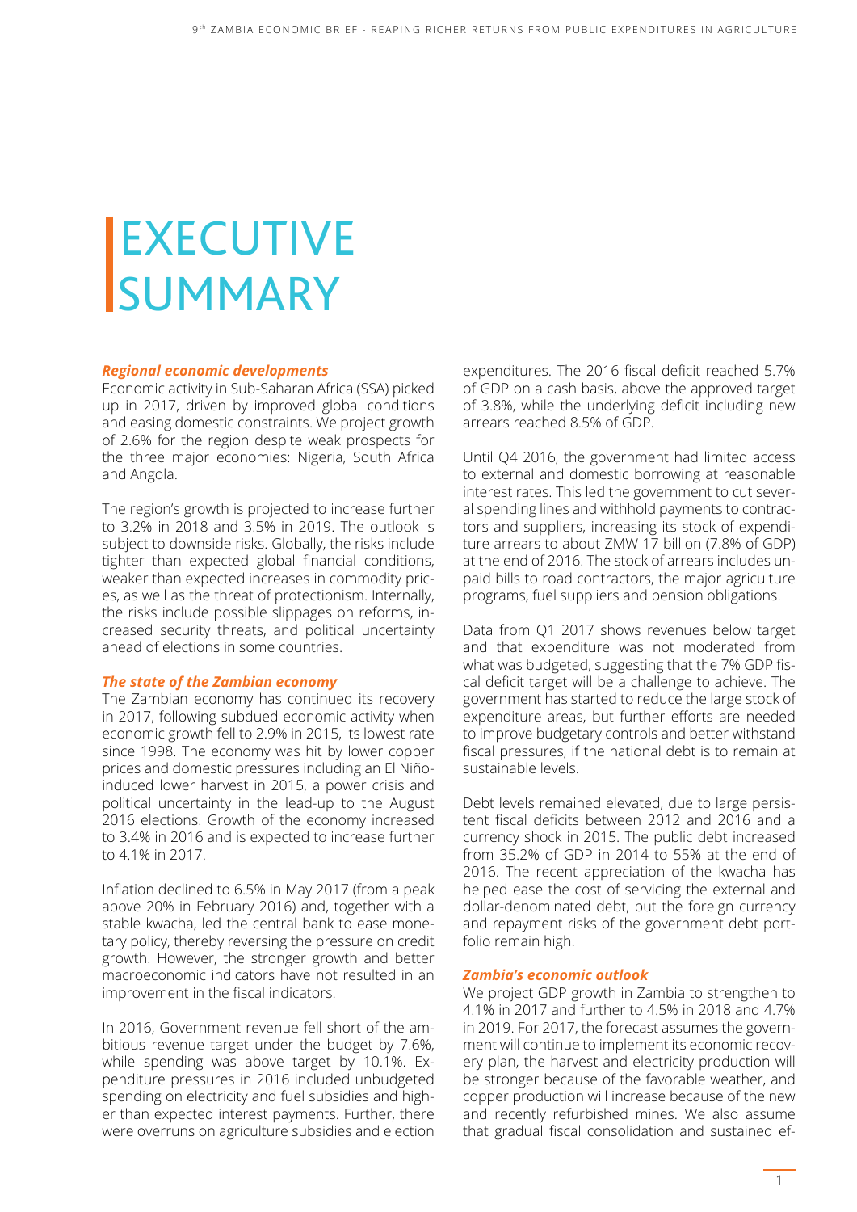# EXECUTIVE SUMMARY

***Regional economic developments***

Economic activity in Sub-Saharan Africa (SSA) picked up in 2017, driven by improved global conditions and easing domestic constraints. We project growth of 2.6% for the region despite weak prospects for the three major economies: Nigeria, South Africa and Angola.

The region's growth is projected to increase further to 3.2% in 2018 and 3.5% in 2019. The outlook is subject to downside risks. Globally, the risks include tighter than expected global financial conditions, weaker than expected increases in commodity prices, as well as the threat of protectionism. Internally, the risks include possible slippages on reforms, increased security threats, and political uncertainty ahead of elections in some countries.

***The state of the Zambian economy***

The Zambian economy has continued its recovery in 2017, following subdued economic activity when economic growth fell to 2.9% in 2015, its lowest rate since 1998. The economy was hit by lower copper prices and domestic pressures including an El Niño-induced lower harvest in 2015, a power crisis and political uncertainty in the lead-up to the August 2016 elections. Growth of the economy increased to 3.4% in 2016 and is expected to increase further to 4.1% in 2017.

Inflation declined to 6.5% in May 2017 (from a peak above 20% in February 2016) and, together with a stable kwacha, led the central bank to ease monetary policy, thereby reversing the pressure on credit growth. However, the stronger growth and better macroeconomic indicators have not resulted in an improvement in the fiscal indicators.

In 2016, Government revenue fell short of the ambitious revenue target under the budget by 7.6%, while spending was above target by 10.1%. Expenditure pressures in 2016 included unbudgeted spending on electricity and fuel subsidies and higher than expected interest payments. Further, there were overruns on agriculture subsidies and election expenditures. The 2016 fiscal deficit reached 5.7% of GDP on a cash basis, above the approved target of 3.8%, while the underlying deficit including new arrears reached 8.5% of GDP.

Until Q4 2016, the government had limited access to external and domestic borrowing at reasonable interest rates. This led the government to cut several spending lines and withhold payments to contractors and suppliers, increasing its stock of expenditure arrears to about ZMW 17 billion (7.8% of GDP) at the end of 2016. The stock of arrears includes unpaid bills to road contractors, the major agriculture programs, fuel suppliers and pension obligations.

Data from Q1 2017 shows revenues below target and that expenditure was not moderated from what was budgeted, suggesting that the 7% GDP fiscal deficit target will be a challenge to achieve. The government has started to reduce the large stock of expenditure areas, but further efforts are needed to improve budgetary controls and better withstand fiscal pressures, if the national debt is to remain at sustainable levels.

Debt levels remained elevated, due to large persistent fiscal deficits between 2012 and 2016 and a currency shock in 2015. The public debt increased from 35.2% of GDP in 2014 to 55% at the end of 2016. The recent appreciation of the kwacha has helped ease the cost of servicing the external and dollar-denominated debt, but the foreign currency and repayment risks of the government debt portfolio remain high.

***Zambia's economic outlook***

We project GDP growth in Zambia to strengthen to 4.1% in 2017 and further to 4.5% in 2018 and 4.7% in 2019. For 2017, the forecast assumes the government will continue to implement its economic recovery plan, the harvest and electricity production will be stronger because of the favorable weather, and copper production will increase because of the new and recently refurbished mines. We also assume that gradual fiscal consolidation and sustained ef-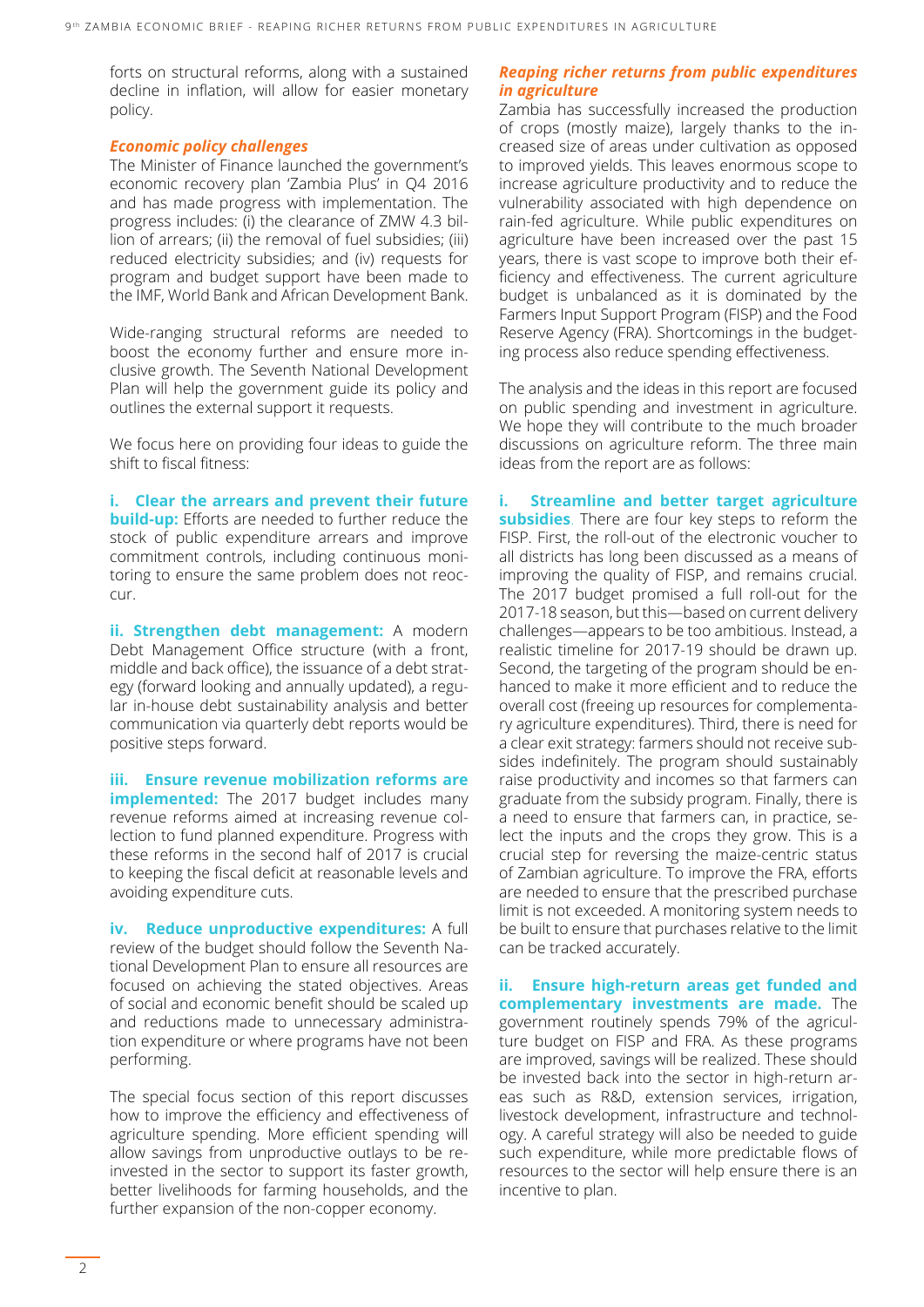forts on structural reforms, along with a sustained decline in inflation, will allow for easier monetary policy.

### *Economic policy challenges*

The Minister of Finance launched the government's economic recovery plan 'Zambia Plus' in Q4 2016 and has made progress with implementation. The progress includes: (i) the clearance of ZMW 4.3 billion of arrears; (ii) the removal of fuel subsidies; (iii) reduced electricity subsidies; and (iv) requests for program and budget support have been made to the IMF, World Bank and African Development Bank.

Wide-ranging structural reforms are needed to boost the economy further and ensure more inclusive growth. The Seventh National Development Plan will help the government guide its policy and outlines the external support it requests.

We focus here on providing four ideas to guide the shift to fiscal fitness:

**i. Clear the arrears and prevent their future build-up:** Efforts are needed to further reduce the stock of public expenditure arrears and improve commitment controls, including continuous monitoring to ensure the same problem does not reoccur.

**ii. Strengthen debt management:** A modern Debt Management Office structure (with a front, middle and back office), the issuance of a debt strategy (forward looking and annually updated), a regular in-house debt sustainability analysis and better communication via quarterly debt reports would be positive steps forward.

**iii. Ensure revenue mobilization reforms are implemented:** The 2017 budget includes many revenue reforms aimed at increasing revenue collection to fund planned expenditure. Progress with these reforms in the second half of 2017 is crucial to keeping the fiscal deficit at reasonable levels and avoiding expenditure cuts.

**iv. Reduce unproductive expenditures:** A full review of the budget should follow the Seventh National Development Plan to ensure all resources are focused on achieving the stated objectives. Areas of social and economic benefit should be scaled up and reductions made to unnecessary administration expenditure or where programs have not been performing.

The special focus section of this report discusses how to improve the efficiency and effectiveness of agriculture spending. More efficient spending will allow savings from unproductive outlays to be reinvested in the sector to support its faster growth, better livelihoods for farming households, and the further expansion of the non-copper economy.

### *Reaping richer returns from public expenditures in agriculture*

Zambia has successfully increased the production of crops (mostly maize), largely thanks to the increased size of areas under cultivation as opposed to improved yields. This leaves enormous scope to increase agriculture productivity and to reduce the vulnerability associated with high dependence on rain-fed agriculture. While public expenditures on agriculture have been increased over the past 15 years, there is vast scope to improve both their efficiency and effectiveness. The current agriculture budget is unbalanced as it is dominated by the Farmers Input Support Program (FISP) and the Food Reserve Agency (FRA). Shortcomings in the budgeting process also reduce spending effectiveness.

The analysis and the ideas in this report are focused on public spending and investment in agriculture. We hope they will contribute to the much broader discussions on agriculture reform. The three main ideas from the report are as follows:

**i. Streamline and better target agriculture subsidies**. There are four key steps to reform the FISP. First, the roll-out of the electronic voucher to all districts has long been discussed as a means of improving the quality of FISP, and remains crucial. The 2017 budget promised a full roll-out for the 2017-18 season, but this—based on current delivery challenges—appears to be too ambitious. Instead, a realistic timeline for 2017-19 should be drawn up. Second, the targeting of the program should be enhanced to make it more efficient and to reduce the overall cost (freeing up resources for complementary agriculture expenditures). Third, there is need for a clear exit strategy: farmers should not receive subsides indefinitely. The program should sustainably raise productivity and incomes so that farmers can graduate from the subsidy program. Finally, there is a need to ensure that farmers can, in practice, select the inputs and the crops they grow. This is a crucial step for reversing the maize-centric status of Zambian agriculture. To improve the FRA, efforts are needed to ensure that the prescribed purchase limit is not exceeded. A monitoring system needs to be built to ensure that purchases relative to the limit can be tracked accurately.

**ii. Ensure high-return areas get funded and complementary investments are made.** The government routinely spends 79% of the agriculture budget on FISP and FRA. As these programs are improved, savings will be realized. These should be invested back into the sector in high-return areas such as R&D, extension services, irrigation, livestock development, infrastructure and technology. A careful strategy will also be needed to guide such expenditure, while more predictable flows of resources to the sector will help ensure there is an incentive to plan.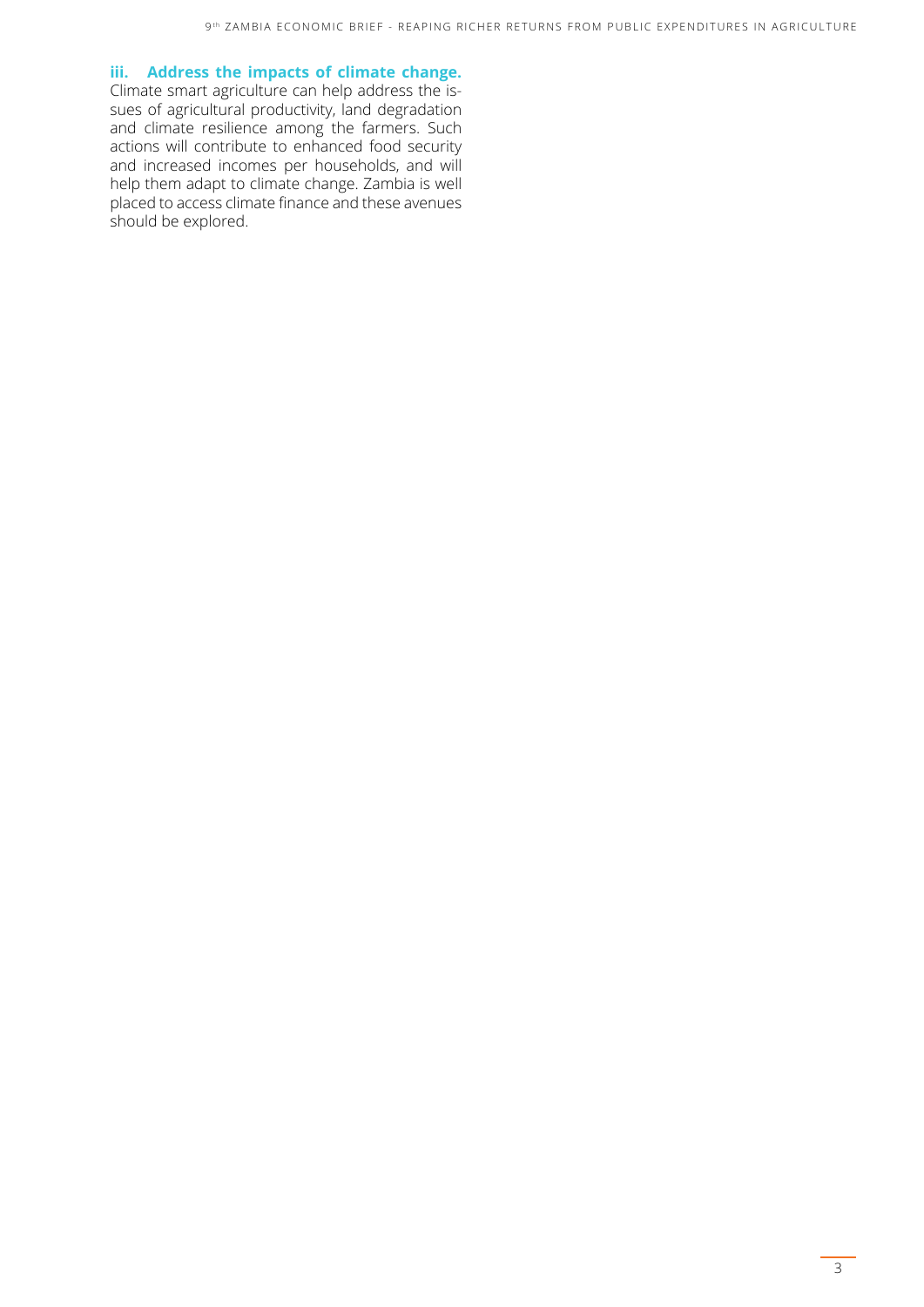**iii. Address the impacts of climate change.**
Climate smart agriculture can help address the issues of agricultural productivity, land degradation and climate resilience among the farmers. Such actions will contribute to enhanced food security and increased incomes per households, and will help them adapt to climate change. Zambia is well placed to access climate finance and these avenues should be explored.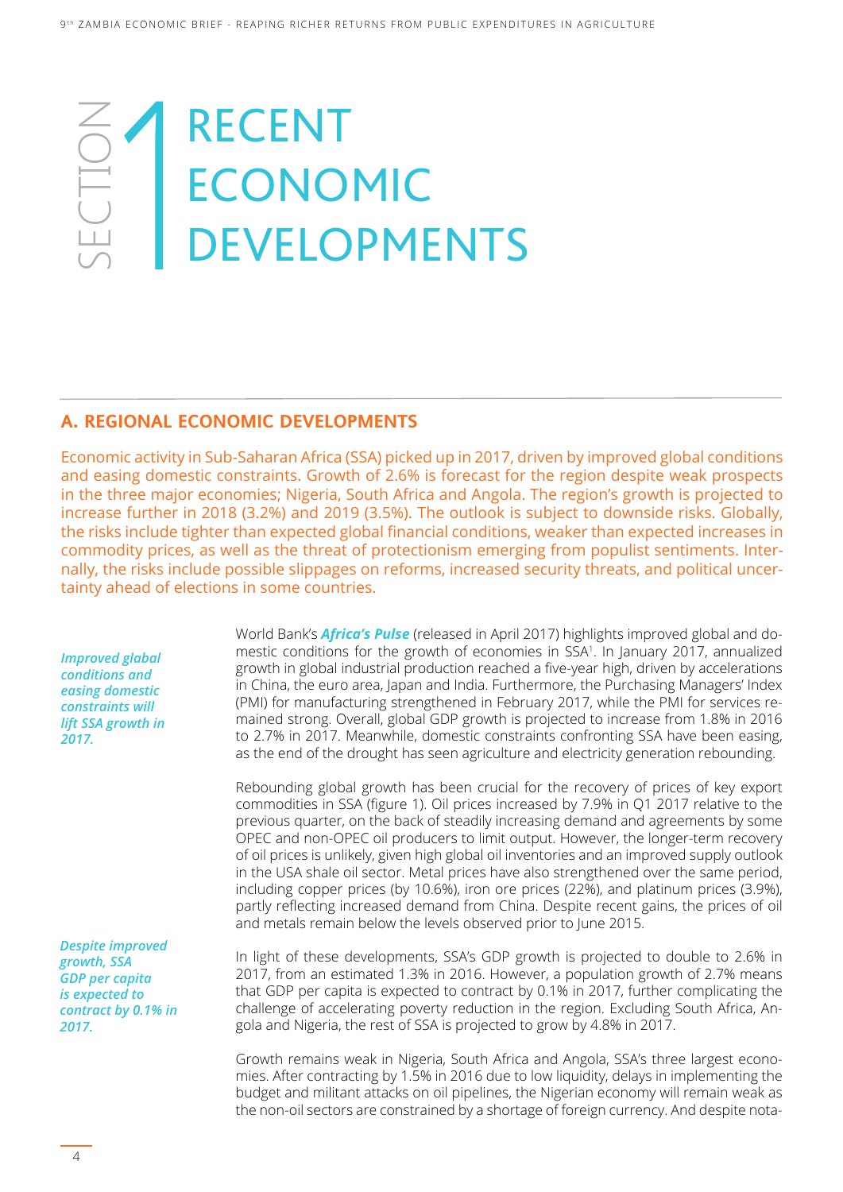# SECTION 1 RECENT ECONOMIC DEVELOPMENTS

## A. REGIONAL ECONOMIC DEVELOPMENTS

Economic activity in Sub-Saharan Africa (SSA) picked up in 2017, driven by improved global conditions and easing domestic constraints. Growth of 2.6% is forecast for the region despite weak prospects in the three major economies; Nigeria, South Africa and Angola. The region's growth is projected to increase further in 2018 (3.2%) and 2019 (3.5%). The outlook is subject to downside risks. Globally, the risks include tighter than expected global financial conditions, weaker than expected increases in commodity prices, as well as the threat of protectionism emerging from populist sentiments. Internally, the risks include possible slippages on reforms, increased security threats, and political uncertainty ahead of elections in some countries.

*Improved global conditions and easing domestic constraints will lift SSA growth in 2017.*

World Bank's ***Africa's Pulse*** (released in April 2017) highlights improved global and domestic conditions for the growth of economies in SSA[1]. In January 2017, annualized growth in global industrial production reached a five-year high, driven by accelerations in China, the euro area, Japan and India. Furthermore, the Purchasing Managers' Index (PMI) for manufacturing strengthened in February 2017, while the PMI for services remained strong. Overall, global GDP growth is projected to increase from 1.8% in 2016 to 2.7% in 2017. Meanwhile, domestic constraints confronting SSA have been easing, as the end of the drought has seen agriculture and electricity generation rebounding.

Rebounding global growth has been crucial for the recovery of prices of key export commodities in SSA (figure 1). Oil prices increased by 7.9% in Q1 2017 relative to the previous quarter, on the back of steadily increasing demand and agreements by some OPEC and non-OPEC oil producers to limit output. However, the longer-term recovery of oil prices is unlikely, given high global oil inventories and an improved supply outlook in the USA shale oil sector. Metal prices have also strengthened over the same period, including copper prices (by 10.6%), iron ore prices (22%), and platinum prices (3.9%), partly reflecting increased demand from China. Despite recent gains, the prices of oil and metals remain below the levels observed prior to June 2015.

*Despite improved growth, SSA GDP per capita is expected to contract by 0.1% in 2017.*

In light of these developments, SSA's GDP growth is projected to double to 2.6% in 2017, from an estimated 1.3% in 2016. However, a population growth of 2.7% means that GDP per capita is expected to contract by 0.1% in 2017, further complicating the challenge of accelerating poverty reduction in the region. Excluding South Africa, Angola and Nigeria, the rest of SSA is projected to grow by 4.8% in 2017.

Growth remains weak in Nigeria, South Africa and Angola, SSA's three largest economies. After contracting by 1.5% in 2016 due to low liquidity, delays in implementing the budget and militant attacks on oil pipelines, the Nigerian economy will remain weak as the non-oil sectors are constrained by a shortage of foreign currency. And despite nota-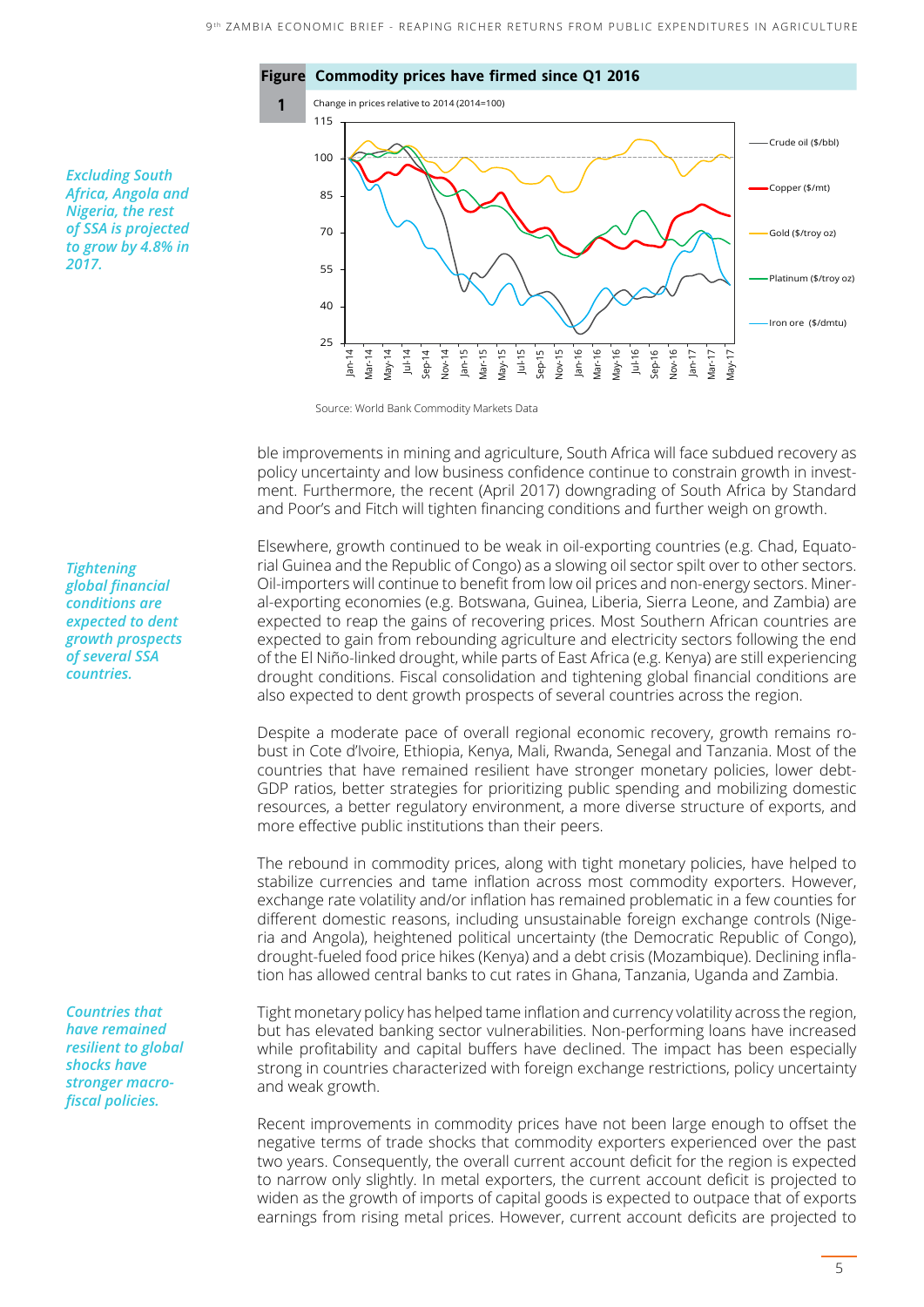**Figure 1 Commodity prices have firmed since Q1 2016**

Change in prices relative to 2014 (2014=100)

Source: World Bank Commodity Markets Data

*Excluding South Africa, Angola and Nigeria, the rest of SSA is projected to grow by 4.8% in 2017.*

ble improvements in mining and agriculture, South Africa will face subdued recovery as policy uncertainty and low business confidence continue to constrain growth in investment. Furthermore, the recent (April 2017) downgrading of South Africa by Standard and Poor's and Fitch will tighten financing conditions and further weigh on growth.

*Tightening global financial conditions are expected to dent growth prospects of several SSA countries.*

Elsewhere, growth continued to be weak in oil-exporting countries (e.g. Chad, Equatorial Guinea and the Republic of Congo) as a slowing oil sector spilt over to other sectors. Oil-importers will continue to benefit from low oil prices and non-energy sectors. Mineral-exporting economies (e.g. Botswana, Guinea, Liberia, Sierra Leone, and Zambia) are expected to reap the gains of recovering prices. Most Southern African countries are expected to gain from rebounding agriculture and electricity sectors following the end of the El Niño-linked drought, while parts of East Africa (e.g. Kenya) are still experiencing drought conditions. Fiscal consolidation and tightening global financial conditions are also expected to dent growth prospects of several countries across the region.

Despite a moderate pace of overall regional economic recovery, growth remains robust in Cote d'Ivoire, Ethiopia, Kenya, Mali, Rwanda, Senegal and Tanzania. Most of the countries that have remained resilient have stronger monetary policies, lower debt-GDP ratios, better strategies for prioritizing public spending and mobilizing domestic resources, a better regulatory environment, a more diverse structure of exports, and more effective public institutions than their peers.

The rebound in commodity prices, along with tight monetary policies, have helped to stabilize currencies and tame inflation across most commodity exporters. However, exchange rate volatility and/or inflation has remained problematic in a few counties for different domestic reasons, including unsustainable foreign exchange controls (Nigeria and Angola), heightened political uncertainty (the Democratic Republic of Congo), drought-fueled food price hikes (Kenya) and a debt crisis (Mozambique). Declining inflation has allowed central banks to cut rates in Ghana, Tanzania, Uganda and Zambia.

*Countries that have remained resilient to global shocks have stronger macro-fiscal policies.*

Tight monetary policy has helped tame inflation and currency volatility across the region, but has elevated banking sector vulnerabilities. Non-performing loans have increased while profitability and capital buffers have declined. The impact has been especially strong in countries characterized with foreign exchange restrictions, policy uncertainty and weak growth.

Recent improvements in commodity prices have not been large enough to offset the negative terms of trade shocks that commodity exporters experienced over the past two years. Consequently, the overall current account deficit for the region is expected to narrow only slightly. In metal exporters, the current account deficit is projected to widen as the growth of imports of capital goods is expected to outpace that of exports earnings from rising metal prices. However, current account deficits are projected to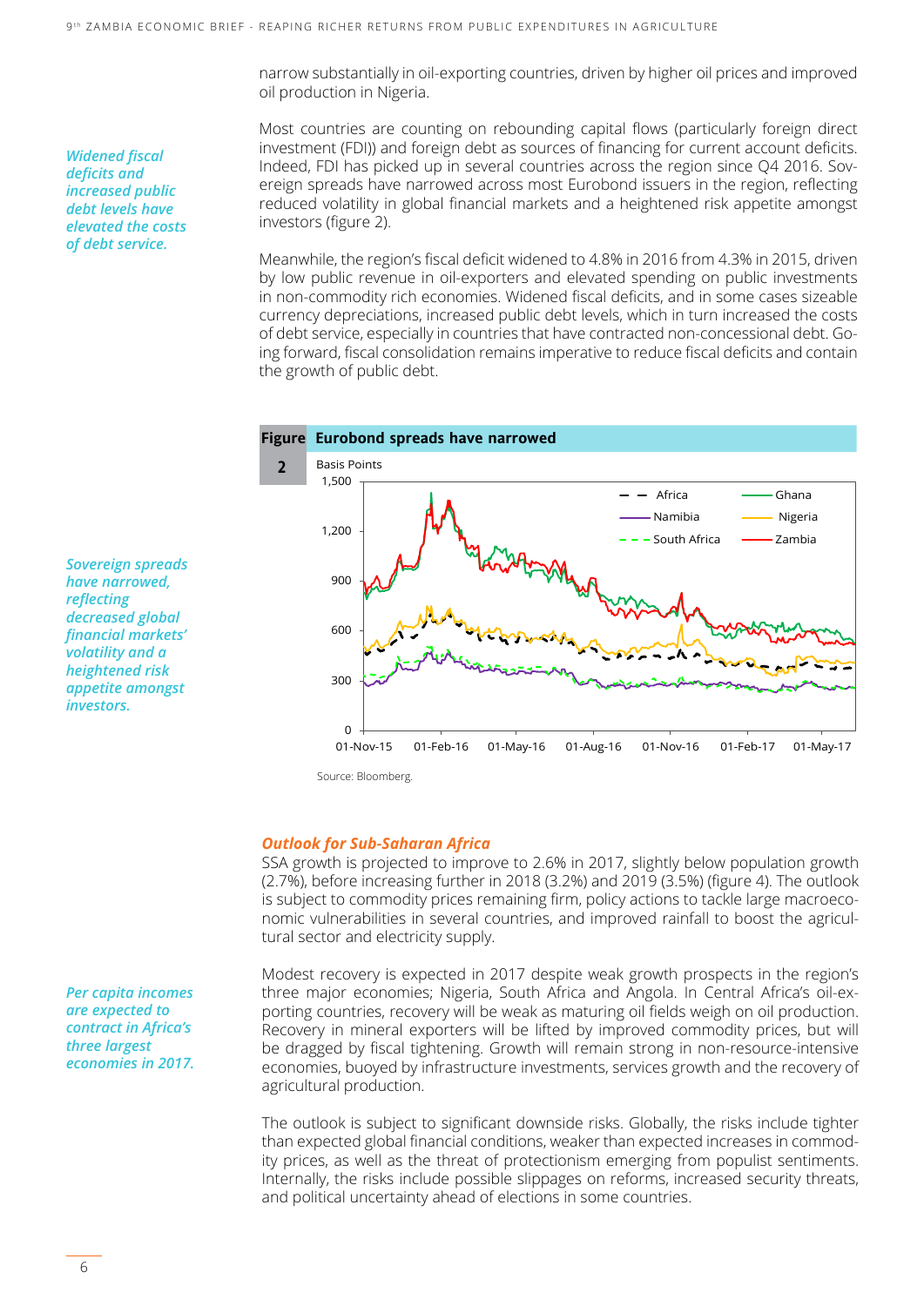narrow substantially in oil-exporting countries, driven by higher oil prices and improved oil production in Nigeria.

*Widened fiscal deficits and increased public debt levels have elevated the costs of debt service.*

Most countries are counting on rebounding capital flows (particularly foreign direct investment (FDI)) and foreign debt as sources of financing for current account deficits. Indeed, FDI has picked up in several countries across the region since Q4 2016. Sovereign spreads have narrowed across most Eurobond issuers in the region, reflecting reduced volatility in global financial markets and a heightened risk appetite amongst investors (figure 2).

Meanwhile, the region's fiscal deficit widened to 4.8% in 2016 from 4.3% in 2015, driven by low public revenue in oil-exporters and elevated spending on public investments in non-commodity rich economies. Widened fiscal deficits, and in some cases sizeable currency depreciations, increased public debt levels, which in turn increased the costs of debt service, especially in countries that have contracted non-concessional debt. Going forward, fiscal consolidation remains imperative to reduce fiscal deficits and contain the growth of public debt.

*Sovereign spreads have narrowed, reflecting decreased global financial markets' volatility and a heightened risk appetite amongst investors.*

**Figure 2 Eurobond spreads have narrowed**

Basis Points; series: Africa, Ghana, Namibia, Nigeria, South Africa, Zambia; 01-Nov-15 to 01-May-17

Source: Bloomberg.

### *Outlook for Sub-Saharan Africa*

SSA growth is projected to improve to 2.6% in 2017, slightly below population growth (2.7%), before increasing further in 2018 (3.2%) and 2019 (3.5%) (figure 4). The outlook is subject to commodity prices remaining firm, policy actions to tackle large macroeconomic vulnerabilities in several countries, and improved rainfall to boost the agricultural sector and electricity supply.

*Per capita incomes are expected to contract in Africa's three largest economies in 2017.*

Modest recovery is expected in 2017 despite weak growth prospects in the region's three major economies; Nigeria, South Africa and Angola. In Central Africa's oil-exporting countries, recovery will be weak as maturing oil fields weigh on oil production. Recovery in mineral exporters will be lifted by improved commodity prices, but will be dragged by fiscal tightening. Growth will remain strong in non-resource-intensive economies, buoyed by infrastructure investments, services growth and the recovery of agricultural production.

The outlook is subject to significant downside risks. Globally, the risks include tighter than expected global financial conditions, weaker than expected increases in commodity prices, as well as the threat of protectionism emerging from populist sentiments. Internally, the risks include possible slippages on reforms, increased security threats, and political uncertainty ahead of elections in some countries.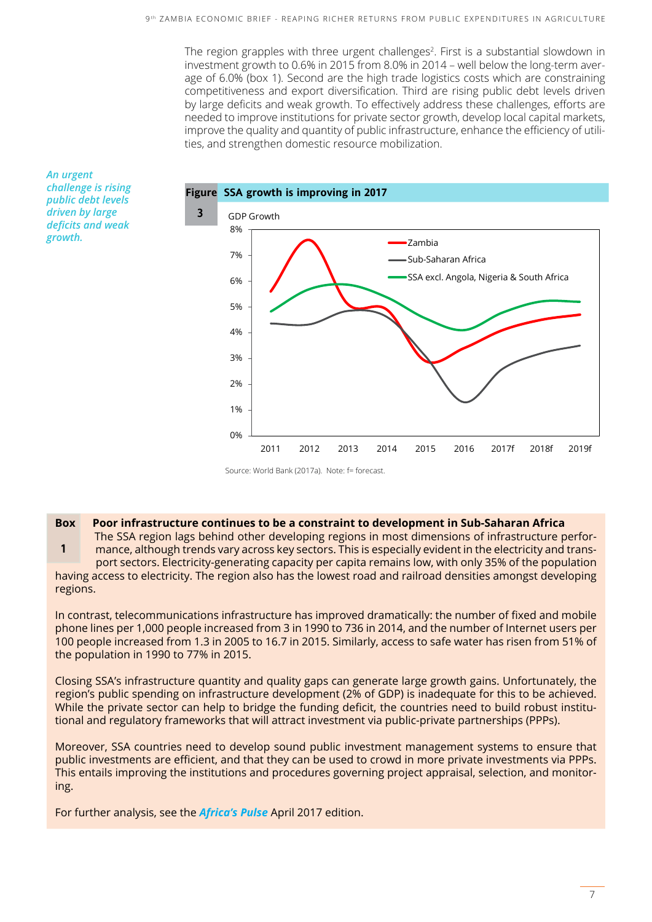The region grapples with three urgent challenges[2]. First is a substantial slowdown in investment growth to 0.6% in 2015 from 8.0% in 2014 – well below the long-term average of 6.0% (box 1). Second are the high trade logistics costs which are constraining competitiveness and export diversification. Third are rising public debt levels driven by large deficits and weak growth. To effectively address these challenges, efforts are needed to improve institutions for private sector growth, develop local capital markets, improve the quality and quantity of public infrastructure, enhance the efficiency of utilities, and strengthen domestic resource mobilization.

*An urgent challenge is rising public debt levels driven by large deficits and weak growth.*

**Figure 3 SSA growth is improving in 2017**

GDP Growth

Source: World Bank (2017a). Note: f= forecast.

**Box 1 Poor infrastructure continues to be a constraint to development in Sub-Saharan Africa**

The SSA region lags behind other developing regions in most dimensions of infrastructure performance, although trends vary across key sectors. This is especially evident in the electricity and transport sectors. Electricity-generating capacity per capita remains low, with only 35% of the population having access to electricity. The region also has the lowest road and railroad densities amongst developing regions.

In contrast, telecommunications infrastructure has improved dramatically: the number of fixed and mobile phone lines per 1,000 people increased from 3 in 1990 to 736 in 2014, and the number of Internet users per 100 people increased from 1.3 in 2005 to 16.7 in 2015. Similarly, access to safe water has risen from 51% of the population in 1990 to 77% in 2015.

Closing SSA's infrastructure quantity and quality gaps can generate large growth gains. Unfortunately, the region's public spending on infrastructure development (2% of GDP) is inadequate for this to be achieved. While the private sector can help to bridge the funding deficit, the countries need to build robust institutional and regulatory frameworks that will attract investment via public-private partnerships (PPPs).

Moreover, SSA countries need to develop sound public investment management systems to ensure that public investments are efficient, and that they can be used to crowd in more private investments via PPPs. This entails improving the institutions and procedures governing project appraisal, selection, and monitoring.

For further analysis, see the ***Africa's Pulse*** April 2017 edition.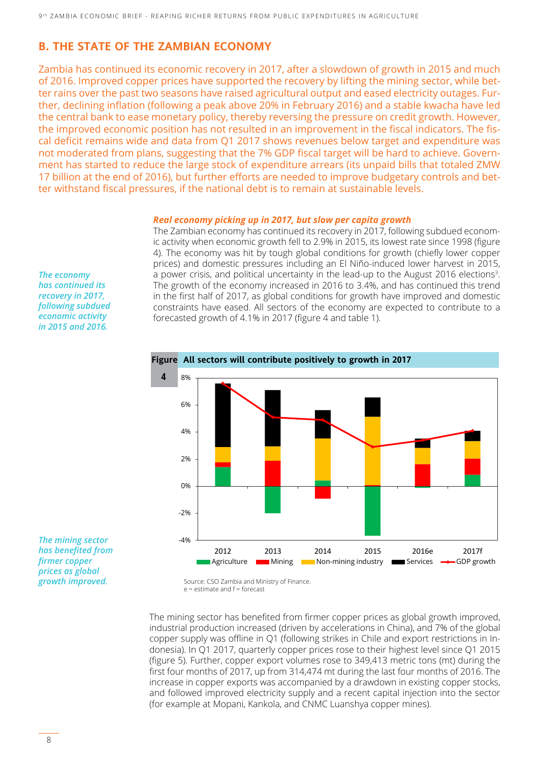## B. THE STATE OF THE ZAMBIAN ECONOMY

Zambia has continued its economic recovery in 2017, after a slowdown of growth in 2015 and much of 2016. Improved copper prices have supported the recovery by lifting the mining sector, while better rains over the past two seasons have raised agricultural output and eased electricity outages. Further, declining inflation (following a peak above 20% in February 2016) and a stable kwacha have led the central bank to ease monetary policy, thereby reversing the pressure on credit growth. However, the improved economic position has not resulted in an improvement in the fiscal indicators. The fiscal deficit remains wide and data from Q1 2017 shows revenues below target and expenditure was not moderated from plans, suggesting that the 7% GDP fiscal target will be hard to achieve. Government has started to reduce the large stock of expenditure arrears (its unpaid bills that totaled ZMW 17 billion at the end of 2016), but further efforts are needed to improve budgetary controls and better withstand fiscal pressures, if the national debt is to remain at sustainable levels.

***Real economy picking up in 2017, but slow per capita growth***

*The economy has continued its recovery in 2017, following subdued economic activity in 2015 and 2016.*

The Zambian economy has continued its recovery in 2017, following subdued economic activity when economic growth fell to 2.9% in 2015, its lowest rate since 1998 (figure 4). The economy was hit by tough global conditions for growth (chiefly lower copper prices) and domestic pressures including an El Niño-induced lower harvest in 2015, a power crisis, and political uncertainty in the lead-up to the August 2016 elections[3]. The growth of the economy increased in 2016 to 3.4%, and has continued this trend in the first half of 2017, as global conditions for growth have improved and domestic constraints have eased. All sectors of the economy are expected to contribute to a forecasted growth of 4.1% in 2017 (figure 4 and table 1).

**Figure 4 All sectors will contribute positively to growth in 2017**

Source: CSO Zambia and Ministry of Finance.
e = estimate and f = forecast

*The mining sector has benefited from firmer copper prices as global growth improved.*

The mining sector has benefited from firmer copper prices as global growth improved, industrial production increased (driven by accelerations in China), and 7% of the global copper supply was offline in Q1 (following strikes in Chile and export restrictions in Indonesia). In Q1 2017, quarterly copper prices rose to their highest level since Q1 2015 (figure 5). Further, copper export volumes rose to 349,413 metric tons (mt) during the first four months of 2017, up from 314,474 mt during the last four months of 2016. The increase in copper exports was accompanied by a drawdown in existing copper stocks, and followed improved electricity supply and a recent capital injection into the sector (for example at Mopani, Kankola, and CNMC Luanshya copper mines).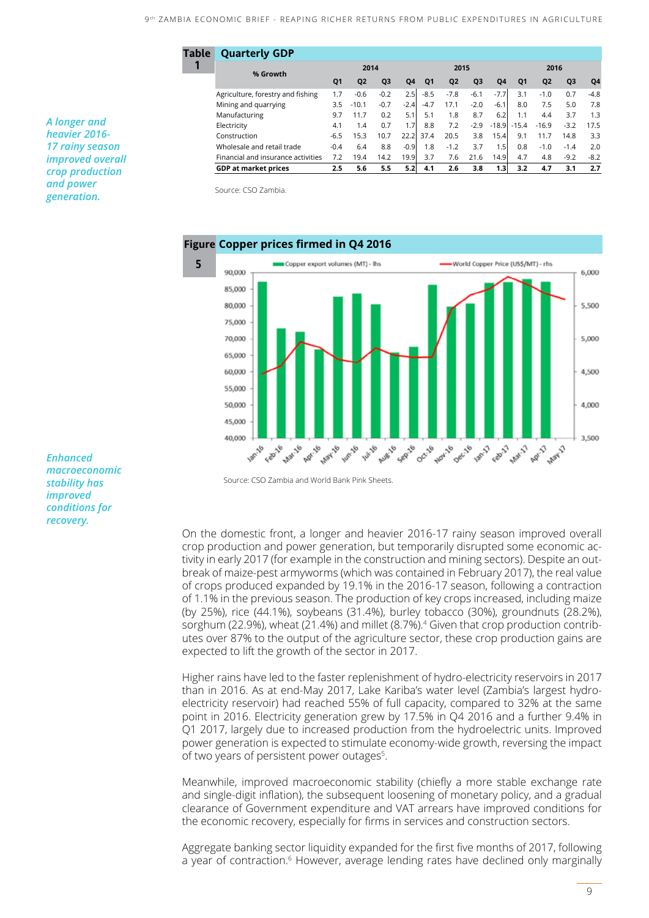**Table 1 Quarterly GDP**

| % Growth | 2014 | | | | 2015 | | | | 2016 | | | |
|---|---|---|---|---|---|---|---|---|---|---|---|---|
| | Q1 | Q2 | Q3 | Q4 | Q1 | Q2 | Q3 | Q4 | Q1 | Q2 | Q3 | Q4 |
| Agriculture, forestry and fishing | 1.7 | -0.6 | -0.2 | 2.5 | -8.5 | -7.8 | -6.1 | -7.7 | 3.1 | -1.0 | 0.7 | -4.8 |
| Mining and quarrying | 3.5 | -10.1 | -0.7 | -2.4 | -4.7 | 17.1 | -2.0 | -6.1 | 8.0 | 7.5 | 5.0 | 7.8 |
| Manufacturing | 9.7 | 11.7 | 0.2 | 5.1 | 5.1 | 1.8 | 8.7 | 6.2 | 1.1 | 4.4 | 3.7 | 1.3 |
| Electricity | 4.1 | 1.4 | 0.7 | 1.7 | 8.8 | 7.2 | -2.9 | -18.9 | -15.4 | -16.9 | -3.2 | 17.5 |
| Construction | -6.5 | 15.3 | 10.7 | 22.2 | 37.4 | 20.5 | 3.8 | 15.4 | 9.1 | 11.7 | 14.8 | 3.3 |
| Wholesale and retail trade | -0.4 | 6.4 | 8.8 | -0.9 | 1.8 | -1.2 | 3.7 | 1.5 | 0.8 | -1.0 | -1.4 | 2.0 |
| Financial and insurance activities | 7.2 | 19.4 | 14.2 | 19.9 | 3.7 | 7.6 | 21.6 | 14.9 | 4.7 | 4.8 | -9.2 | -8.2 |
| **GDP at market prices** | **2.5** | **5.6** | **5.5** | **5.2** | **4.1** | **2.6** | **3.8** | **1.3** | **3.2** | **4.7** | **3.1** | **2.7** |

Source: CSO Zambia.

*A longer and heavier 2016-17 rainy season improved overall crop production and power generation.*

**Figure 5 Copper prices firmed in Q4 2016**

Source: CSO Zambia and World Bank Pink Sheets.

*Enhanced macroeconomic stability has improved conditions for recovery.*

On the domestic front, a longer and heavier 2016-17 rainy season improved overall crop production and power generation, but temporarily disrupted some economic activity in early 2017 (for example in the construction and mining sectors). Despite an outbreak of maize-pest armyworms (which was contained in February 2017), the real value of crops produced expanded by 19.1% in the 2016-17 season, following a contraction of 1.1% in the previous season. The production of key crops increased, including maize (by 25%), rice (44.1%), soybeans (31.4%), burley tobacco (30%), groundnuts (28.2%), sorghum (22.9%), wheat (21.4%) and millet (8.7%).[4] Given that crop production contributes over 87% to the output of the agriculture sector, these crop production gains are expected to lift the growth of the sector in 2017.

Higher rains have led to the faster replenishment of hydro-electricity reservoirs in 2017 than in 2016. As at end-May 2017, Lake Kariba's water level (Zambia's largest hydro-electricity reservoir) had reached 55% of full capacity, compared to 32% at the same point in 2016. Electricity generation grew by 17.5% in Q4 2016 and a further 9.4% in Q1 2017, largely due to increased production from the hydroelectric units. Improved power generation is expected to stimulate economy-wide growth, reversing the impact of two years of persistent power outages[5].

Meanwhile, improved macroeconomic stability (chiefly a more stable exchange rate and single-digit inflation), the subsequent loosening of monetary policy, and a gradual clearance of Government expenditure and VAT arrears have improved conditions for the economic recovery, especially for firms in services and construction sectors.

Aggregate banking sector liquidity expanded for the first five months of 2017, following a year of contraction.[6] However, average lending rates have declined only marginally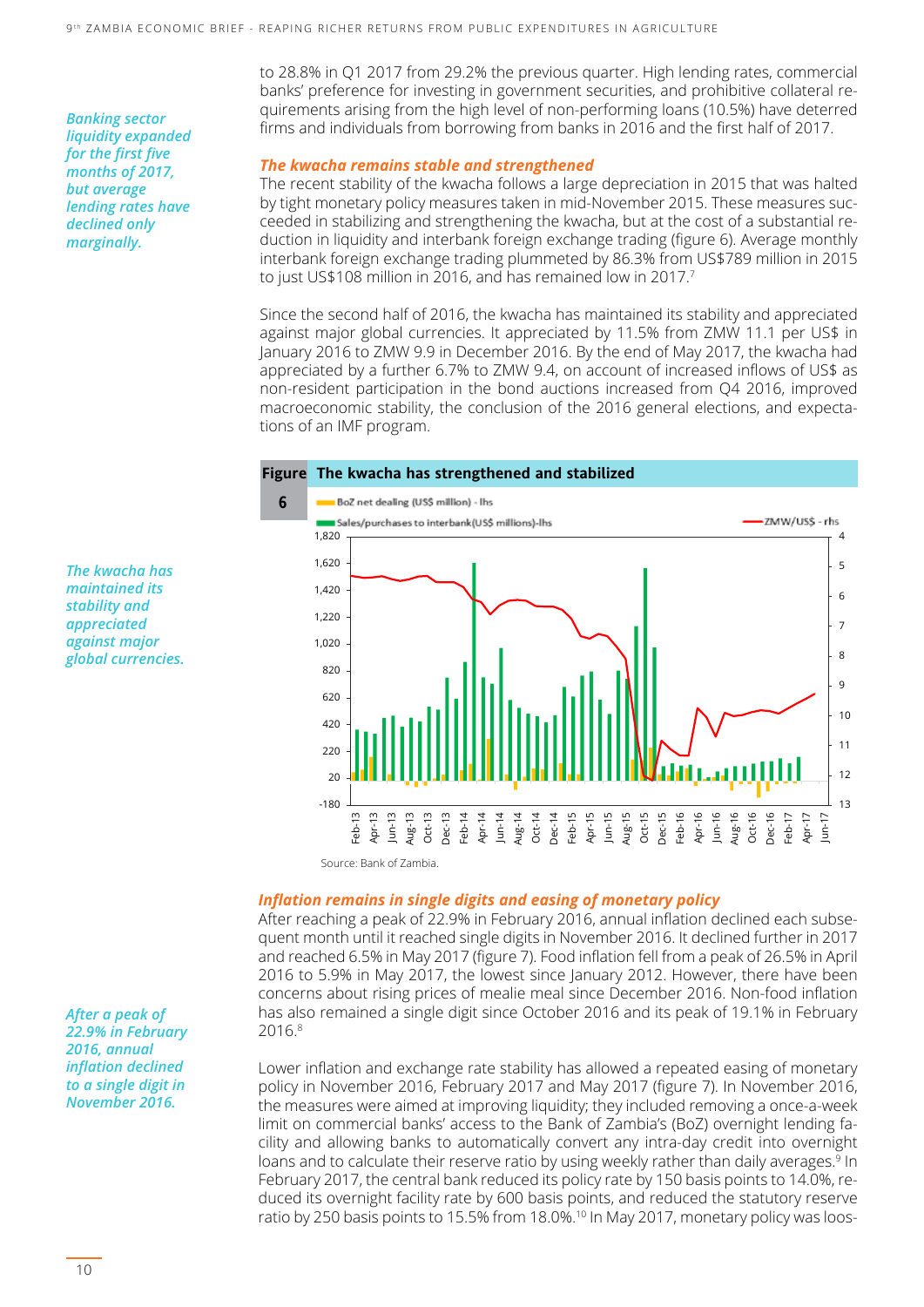to 28.8% in Q1 2017 from 29.2% the previous quarter. High lending rates, commercial banks' preference for investing in government securities, and prohibitive collateral requirements arising from the high level of non-performing loans (10.5%) have deterred firms and individuals from borrowing from banks in 2016 and the first half of 2017.

*Banking sector liquidity expanded for the first five months of 2017, but average lending rates have declined only marginally.*

### *The kwacha remains stable and strengthened*

The recent stability of the kwacha follows a large depreciation in 2015 that was halted by tight monetary policy measures taken in mid-November 2015. These measures succeeded in stabilizing and strengthening the kwacha, but at the cost of a substantial reduction in liquidity and interbank foreign exchange trading (figure 6). Average monthly interbank foreign exchange trading plummeted by 86.3% from US$789 million in 2015 to just US$108 million in 2016, and has remained low in 2017.[7]

Since the second half of 2016, the kwacha has maintained its stability and appreciated against major global currencies. It appreciated by 11.5% from ZMW 11.1 per US$ in January 2016 to ZMW 9.9 in December 2016. By the end of May 2017, the kwacha had appreciated by a further 6.7% to ZMW 9.4, on account of increased inflows of US$ as non-resident participation in the bond auctions increased from Q4 2016, improved macroeconomic stability, the conclusion of the 2016 general elections, and expectations of an IMF program.

*The kwacha has maintained its stability and appreciated against major global currencies.*

**Figure 6 The kwacha has strengthened and stabilized**

Source: Bank of Zambia.

### *Inflation remains in single digits and easing of monetary policy*

After reaching a peak of 22.9% in February 2016, annual inflation declined each subsequent month until it reached single digits in November 2016. It declined further in 2017 and reached 6.5% in May 2017 (figure 7). Food inflation fell from a peak of 26.5% in April 2016 to 5.9% in May 2017, the lowest since January 2012. However, there have been concerns about rising prices of mealie meal since December 2016. Non-food inflation has also remained a single digit since October 2016 and its peak of 19.1% in February 2016.[8]

*After a peak of 22.9% in February 2016, annual inflation declined to a single digit in November 2016.*

Lower inflation and exchange rate stability has allowed a repeated easing of monetary policy in November 2016, February 2017 and May 2017 (figure 7). In November 2016, the measures were aimed at improving liquidity; they included removing a once-a-week limit on commercial banks' access to the Bank of Zambia's (BoZ) overnight lending facility and allowing banks to automatically convert any intra-day credit into overnight loans and to calculate their reserve ratio by using weekly rather than daily averages.[9] In February 2017, the central bank reduced its policy rate by 150 basis points to 14.0%, reduced its overnight facility rate by 600 basis points, and reduced the statutory reserve ratio by 250 basis points to 15.5% from 18.0%.[10] In May 2017, monetary policy was loos-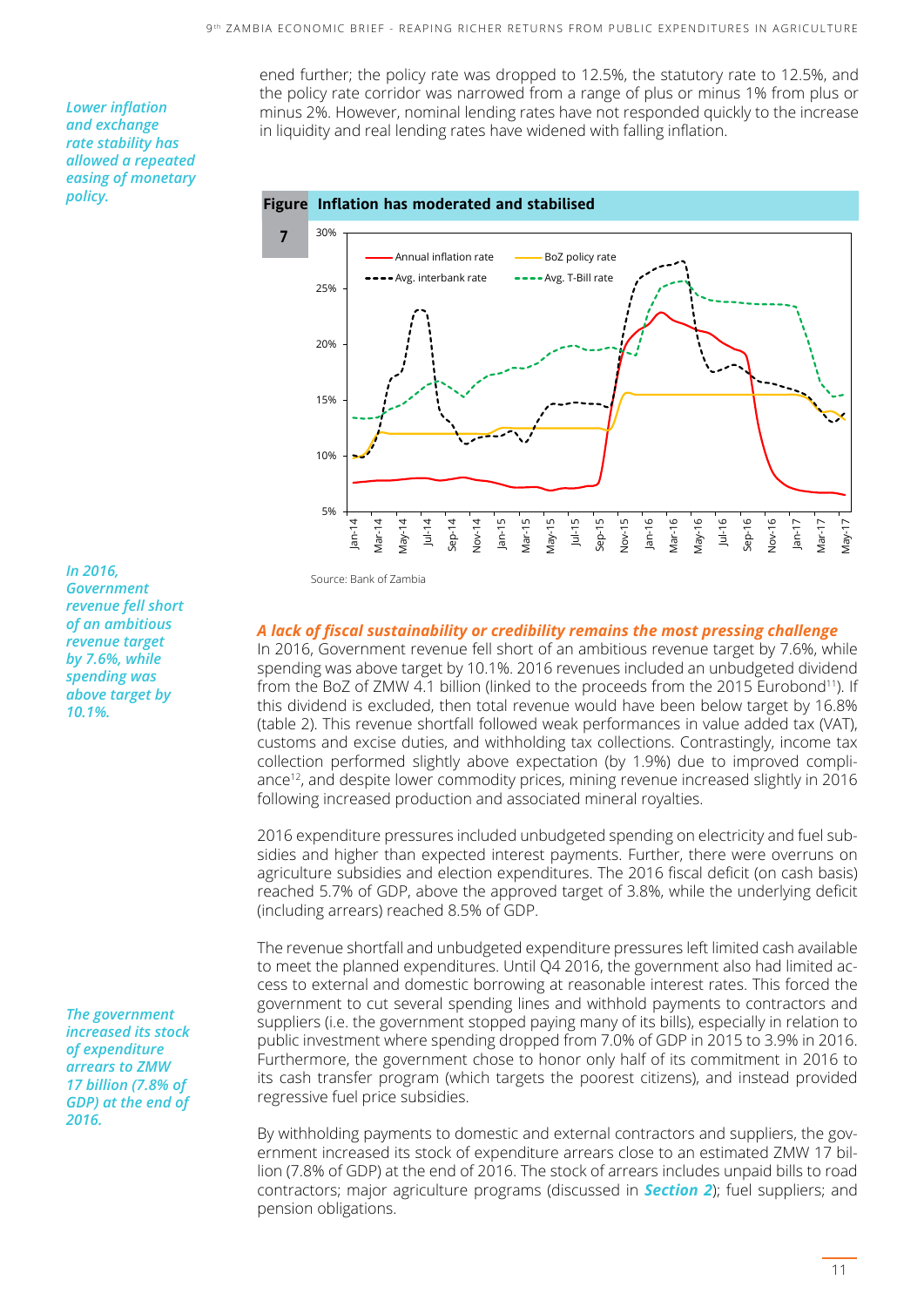*Lower inflation and exchange rate stability has allowed a repeated easing of monetary policy.*

ened further; the policy rate was dropped to 12.5%, the statutory rate to 12.5%, and the policy rate corridor was narrowed from a range of plus or minus 1% from plus or minus 2%. However, nominal lending rates have not responded quickly to the increase in liquidity and real lending rates have widened with falling inflation.

**Figure 7 Inflation has moderated and stabilised**

Source: Bank of Zambia

*In 2016, Government revenue fell short of an ambitious revenue target by 7.6%, while spending was above target by 10.1%.*

### *A lack of fiscal sustainability or credibility remains the most pressing challenge*

In 2016, Government revenue fell short of an ambitious revenue target by 7.6%, while spending was above target by 10.1%. 2016 revenues included an unbudgeted dividend from the BoZ of ZMW 4.1 billion (linked to the proceeds from the 2015 Eurobond[11]). If this dividend is excluded, then total revenue would have been below target by 16.8% (table 2). This revenue shortfall followed weak performances in value added tax (VAT), customs and excise duties, and withholding tax collections. Contrastingly, income tax collection performed slightly above expectation (by 1.9%) due to improved compliance[12], and despite lower commodity prices, mining revenue increased slightly in 2016 following increased production and associated mineral royalties.

2016 expenditure pressures included unbudgeted spending on electricity and fuel subsidies and higher than expected interest payments. Further, there were overruns on agriculture subsidies and election expenditures. The 2016 fiscal deficit (on cash basis) reached 5.7% of GDP, above the approved target of 3.8%, while the underlying deficit (including arrears) reached 8.5% of GDP.

The revenue shortfall and unbudgeted expenditure pressures left limited cash available to meet the planned expenditures. Until Q4 2016, the government also had limited access to external and domestic borrowing at reasonable interest rates. This forced the government to cut several spending lines and withhold payments to contractors and suppliers (i.e. the government stopped paying many of its bills), especially in relation to public investment where spending dropped from 7.0% of GDP in 2015 to 3.9% in 2016. Furthermore, the government chose to honor only half of its commitment in 2016 to its cash transfer program (which targets the poorest citizens), and instead provided regressive fuel price subsidies.

*The government increased its stock of expenditure arrears to ZMW 17 billion (7.8% of GDP) at the end of 2016.*

By withholding payments to domestic and external contractors and suppliers, the government increased its stock of expenditure arrears close to an estimated ZMW 17 billion (7.8% of GDP) at the end of 2016. The stock of arrears includes unpaid bills to road contractors; major agriculture programs (discussed in ***Section 2***); fuel suppliers; and pension obligations.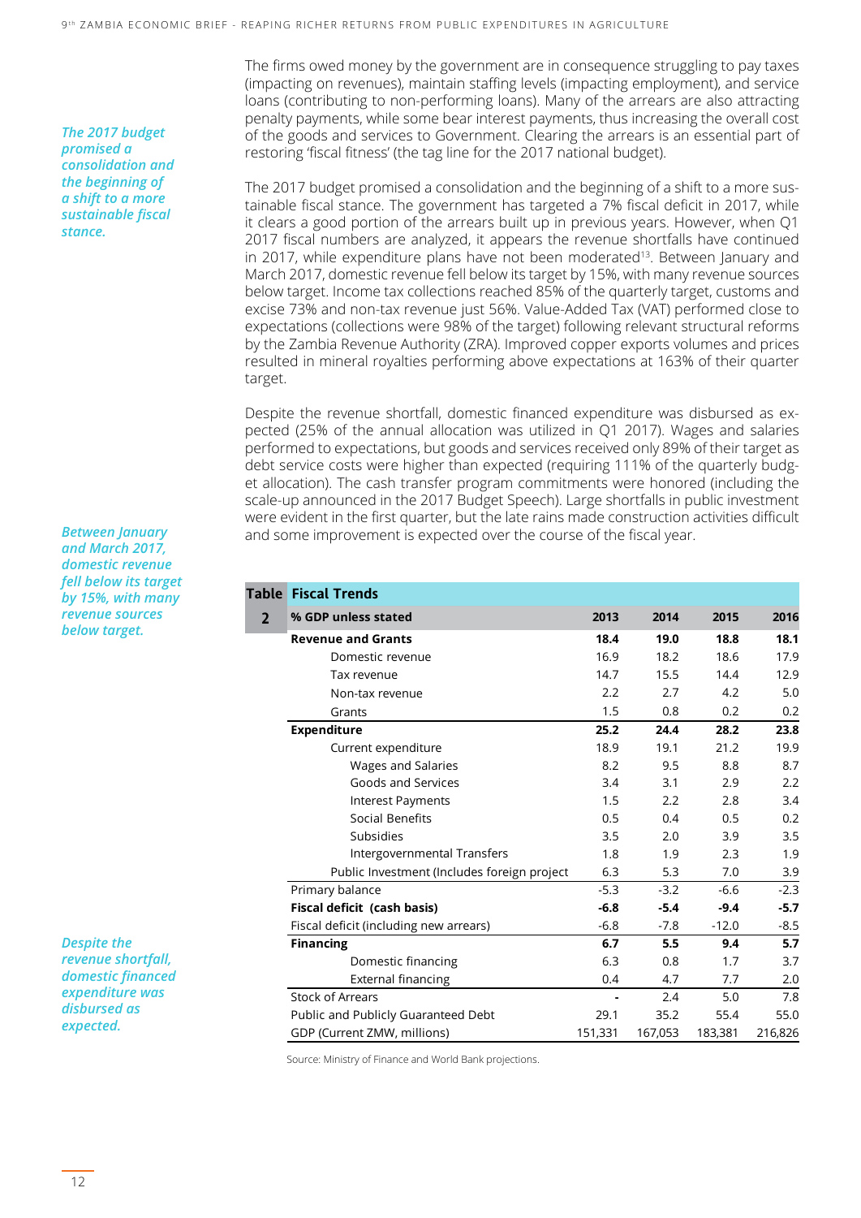The firms owed money by the government are in consequence struggling to pay taxes (impacting on revenues), maintain staffing levels (impacting employment), and service loans (contributing to non-performing loans). Many of the arrears are also attracting penalty payments, while some bear interest payments, thus increasing the overall cost of the goods and services to Government. Clearing the arrears is an essential part of restoring 'fiscal fitness' (the tag line for the 2017 national budget).

*The 2017 budget promised a consolidation and the beginning of a shift to a more sustainable fiscal stance.*

The 2017 budget promised a consolidation and the beginning of a shift to a more sustainable fiscal stance. The government has targeted a 7% fiscal deficit in 2017, while it clears a good portion of the arrears built up in previous years. However, when Q1 2017 fiscal numbers are analyzed, it appears the revenue shortfalls have continued in 2017, while expenditure plans have not been moderated[13]. Between January and March 2017, domestic revenue fell below its target by 15%, with many revenue sources below target. Income tax collections reached 85% of the quarterly target, customs and excise 73% and non-tax revenue just 56%. Value-Added Tax (VAT) performed close to expectations (collections were 98% of the target) following relevant structural reforms by the Zambia Revenue Authority (ZRA). Improved copper exports volumes and prices resulted in mineral royalties performing above expectations at 163% of their quarter target.

*Between January and March 2017, domestic revenue fell below its target by 15%, with many revenue sources below target.*

Despite the revenue shortfall, domestic financed expenditure was disbursed as expected (25% of the annual allocation was utilized in Q1 2017). Wages and salaries performed to expectations, but goods and services received only 89% of their target as debt service costs were higher than expected (requiring 111% of the quarterly budget allocation). The cash transfer program commitments were honored (including the scale-up announced in the 2017 Budget Speech). Large shortfalls in public investment were evident in the first quarter, but the late rains made construction activities difficult and some improvement is expected over the course of the fiscal year.

*Despite the revenue shortfall, domestic financed expenditure was disbursed as expected.*

**Table 2: Fiscal Trends**

| % GDP unless stated | 2013 | 2014 | 2015 | 2016 |
|---|---|---|---|---|
| **Revenue and Grants** | **18.4** | **19.0** | **18.8** | **18.1** |
| Domestic revenue | 16.9 | 18.2 | 18.6 | 17.9 |
| Tax revenue | 14.7 | 15.5 | 14.4 | 12.9 |
| Non-tax revenue | 2.2 | 2.7 | 4.2 | 5.0 |
| Grants | 1.5 | 0.8 | 0.2 | 0.2 |
| **Expenditure** | **25.2** | **24.4** | **28.2** | **23.8** |
| Current expenditure | 18.9 | 19.1 | 21.2 | 19.9 |
| Wages and Salaries | 8.2 | 9.5 | 8.8 | 8.7 |
| Goods and Services | 3.4 | 3.1 | 2.9 | 2.2 |
| Interest Payments | 1.5 | 2.2 | 2.8 | 3.4 |
| Social Benefits | 0.5 | 0.4 | 0.5 | 0.2 |
| Subsidies | 3.5 | 2.0 | 3.9 | 3.5 |
| Intergovernmental Transfers | 1.8 | 1.9 | 2.3 | 1.9 |
| Public Investment (Includes foreign project | 6.3 | 5.3 | 7.0 | 3.9 |
| Primary balance | -5.3 | -3.2 | -6.6 | -2.3 |
| **Fiscal deficit (cash basis)** | **-6.8** | **-5.4** | **-9.4** | **-5.7** |
| Fiscal deficit (including new arrears) | -6.8 | -7.8 | -12.0 | -8.5 |
| **Financing** | **6.7** | **5.5** | **9.4** | **5.7** |
| Domestic financing | 6.3 | 0.8 | 1.7 | 3.7 |
| External financing | 0.4 | 4.7 | 7.7 | 2.0 |
| Stock of Arrears | - | 2.4 | 5.0 | 7.8 |
| Public and Publicly Guaranteed Debt | 29.1 | 35.2 | 55.4 | 55.0 |
| GDP (Current ZMW, millions) | 151,331 | 167,053 | 183,381 | 216,826 |

Source: Ministry of Finance and World Bank projections.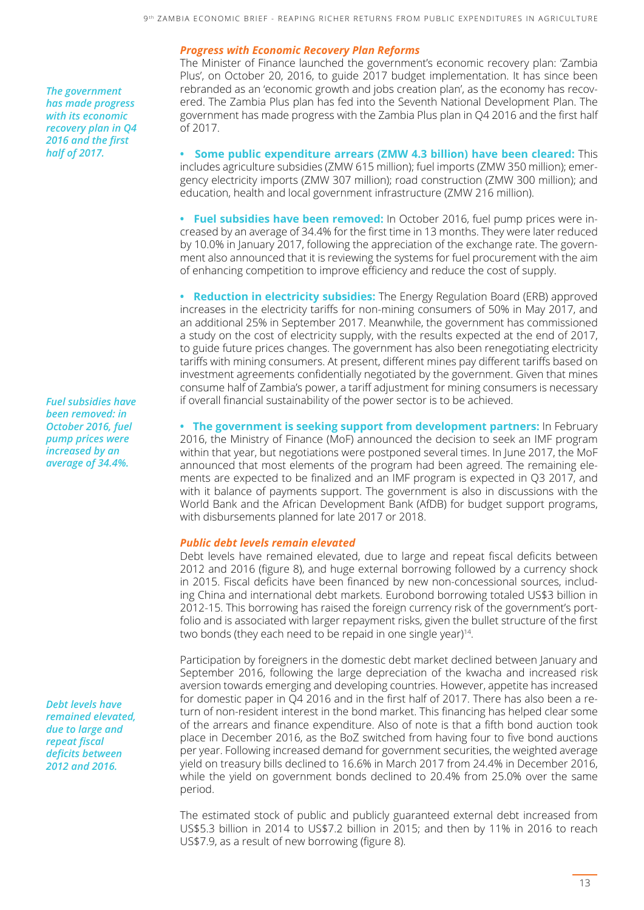### *Progress with Economic Recovery Plan Reforms*

*The government has made progress with its economic recovery plan in Q4 2016 and the first half of 2017.*

The Minister of Finance launched the government's economic recovery plan: 'Zambia Plus', on October 20, 2016, to guide 2017 budget implementation. It has since been rebranded as an 'economic growth and jobs creation plan', as the economy has recovered. The Zambia Plus plan has fed into the Seventh National Development Plan. The government has made progress with the Zambia Plus plan in Q4 2016 and the first half of 2017.

- **Some public expenditure arrears (ZMW 4.3 billion) have been cleared:** This includes agriculture subsidies (ZMW 615 million); fuel imports (ZMW 350 million); emergency electricity imports (ZMW 307 million); road construction (ZMW 300 million); and education, health and local government infrastructure (ZMW 216 million).

- **Fuel subsidies have been removed:** In October 2016, fuel pump prices were increased by an average of 34.4% for the first time in 13 months. They were later reduced by 10.0% in January 2017, following the appreciation of the exchange rate. The government also announced that it is reviewing the systems for fuel procurement with the aim of enhancing competition to improve efficiency and reduce the cost of supply.

- **Reduction in electricity subsidies:** The Energy Regulation Board (ERB) approved increases in the electricity tariffs for non-mining consumers of 50% in May 2017, and an additional 25% in September 2017. Meanwhile, the government has commissioned a study on the cost of electricity supply, with the results expected at the end of 2017, to guide future prices changes. The government has also been renegotiating electricity tariffs with mining consumers. At present, different mines pay different tariffs based on investment agreements confidentially negotiated by the government. Given that mines consume half of Zambia's power, a tariff adjustment for mining consumers is necessary if overall financial sustainability of the power sector is to be achieved.

*Fuel subsidies have been removed: in October 2016, fuel pump prices were increased by an average of 34.4%.*

- **The government is seeking support from development partners:** In February 2016, the Ministry of Finance (MoF) announced the decision to seek an IMF program within that year, but negotiations were postponed several times. In June 2017, the MoF announced that most elements of the program had been agreed. The remaining elements are expected to be finalized and an IMF program is expected in Q3 2017, and with it balance of payments support. The government is also in discussions with the World Bank and the African Development Bank (AfDB) for budget support programs, with disbursements planned for late 2017 or 2018.

### *Public debt levels remain elevated*

Debt levels have remained elevated, due to large and repeat fiscal deficits between 2012 and 2016 (figure 8), and huge external borrowing followed by a currency shock in 2015. Fiscal deficits have been financed by new non-concessional sources, including China and international debt markets. Eurobond borrowing totaled US$3 billion in 2012-15. This borrowing has raised the foreign currency risk of the government's portfolio and is associated with larger repayment risks, given the bullet structure of the first two bonds (they each need to be repaid in one single year)[14].

*Debt levels have remained elevated, due to large and repeat fiscal deficits between 2012 and 2016.*

Participation by foreigners in the domestic debt market declined between January and September 2016, following the large depreciation of the kwacha and increased risk aversion towards emerging and developing countries. However, appetite has increased for domestic paper in Q4 2016 and in the first half of 2017. There has also been a return of non-resident interest in the bond market. This financing has helped clear some of the arrears and finance expenditure. Also of note is that a fifth bond auction took place in December 2016, as the BoZ switched from having four to five bond auctions per year. Following increased demand for government securities, the weighted average yield on treasury bills declined to 16.6% in March 2017 from 24.4% in December 2016, while the yield on government bonds declined to 20.4% from 25.0% over the same period.

The estimated stock of public and publicly guaranteed external debt increased from US$5.3 billion in 2014 to US$7.2 billion in 2015; and then by 11% in 2016 to reach US$7.9, as a result of new borrowing (figure 8).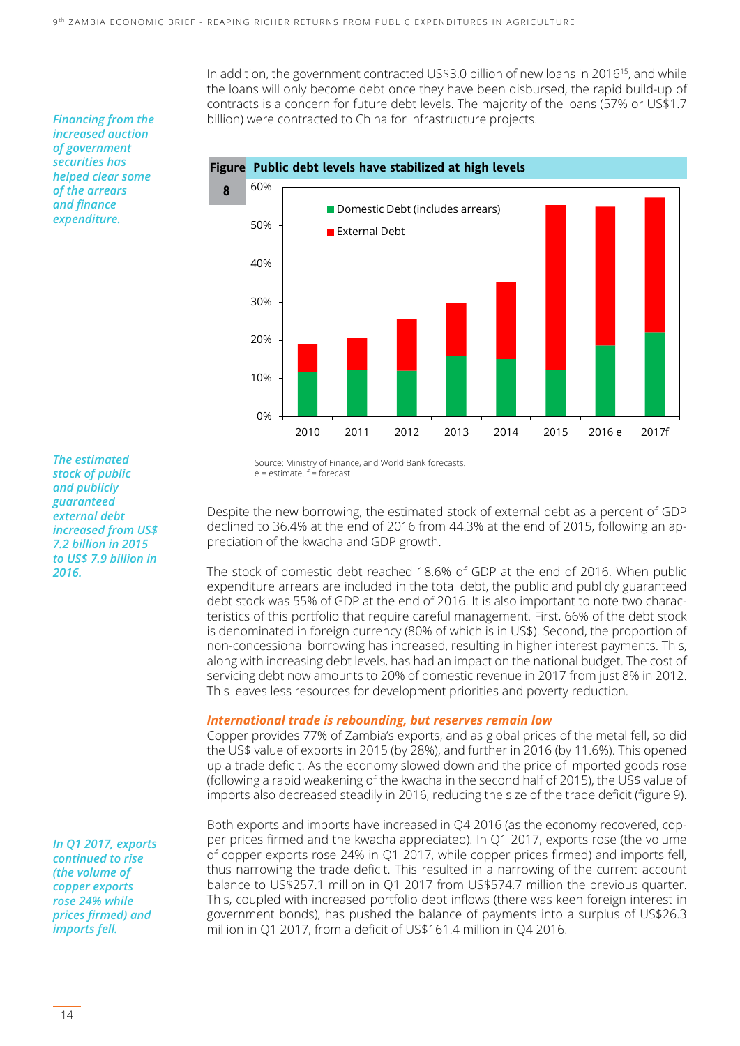In addition, the government contracted US$3.0 billion of new loans in 2016[15], and while the loans will only become debt once they have been disbursed, the rapid build-up of contracts is a concern for future debt levels. The majority of the loans (57% or US$1.7 billion) were contracted to China for infrastructure projects.

*Financing from the increased auction of government securities has helped clear some of the arrears and finance expenditure.*

**Figure 8 Public debt levels have stabilized at high levels**

Source: Ministry of Finance, and World Bank forecasts.
e = estimate. f = forecast

*The estimated stock of public and publicly guaranteed external debt increased from US$ 7.2 billion in 2015 to US$ 7.9 billion in 2016.*

Despite the new borrowing, the estimated stock of external debt as a percent of GDP declined to 36.4% at the end of 2016 from 44.3% at the end of 2015, following an appreciation of the kwacha and GDP growth.

The stock of domestic debt reached 18.6% of GDP at the end of 2016. When public expenditure arrears are included in the total debt, the public and publicly guaranteed debt stock was 55% of GDP at the end of 2016. It is also important to note two characteristics of this portfolio that require careful management. First, 66% of the debt stock is denominated in foreign currency (80% of which is in US$). Second, the proportion of non-concessional borrowing has increased, resulting in higher interest payments. This, along with increasing debt levels, has had an impact on the national budget. The cost of servicing debt now amounts to 20% of domestic revenue in 2017 from just 8% in 2012. This leaves less resources for development priorities and poverty reduction.

### International trade is rebounding, but reserves remain low

Copper provides 77% of Zambia's exports, and as global prices of the metal fell, so did the US$ value of exports in 2015 (by 28%), and further in 2016 (by 11.6%). This opened up a trade deficit. As the economy slowed down and the price of imported goods rose (following a rapid weakening of the kwacha in the second half of 2015), the US$ value of imports also decreased steadily in 2016, reducing the size of the trade deficit (figure 9).

*In Q1 2017, exports continued to rise (the volume of copper exports rose 24% while prices firmed) and imports fell.*

Both exports and imports have increased in Q4 2016 (as the economy recovered, copper prices firmed and the kwacha appreciated). In Q1 2017, exports rose (the volume of copper exports rose 24% in Q1 2017, while copper prices firmed) and imports fell, thus narrowing the trade deficit. This resulted in a narrowing of the current account balance to US$257.1 million in Q1 2017 from US$574.7 million the previous quarter. This, coupled with increased portfolio debt inflows (there was keen foreign interest in government bonds), has pushed the balance of payments into a surplus of US$26.3 million in Q1 2017, from a deficit of US$161.4 million in Q4 2016.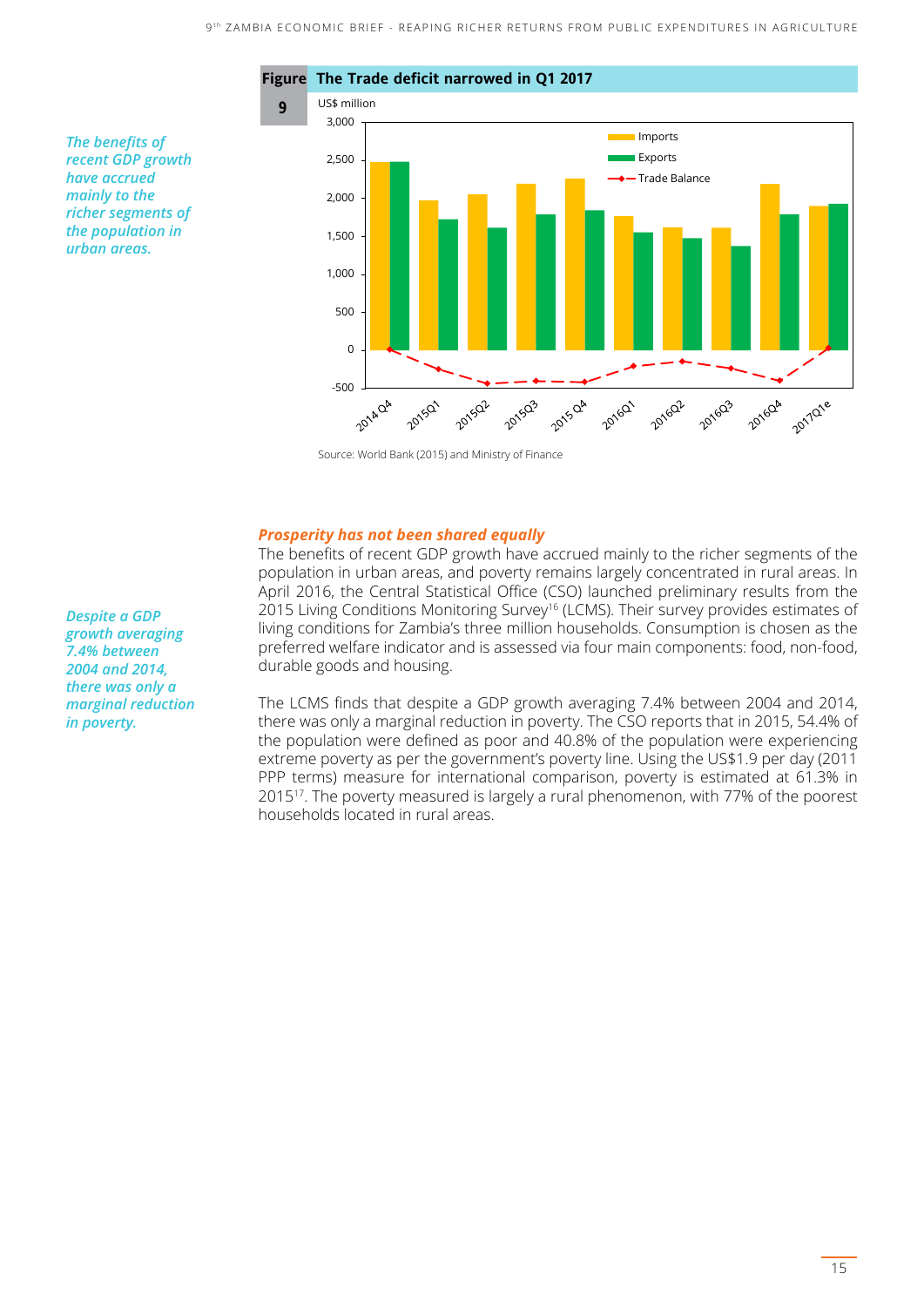**Figure 9** The Trade deficit narrowed in Q1 2017

Source: World Bank (2015) and Ministry of Finance

*The benefits of recent GDP growth have accrued mainly to the richer segments of the population in urban areas.*

### *Prosperity has not been shared equally*

The benefits of recent GDP growth have accrued mainly to the richer segments of the population in urban areas, and poverty remains largely concentrated in rural areas. In April 2016, the Central Statistical Office (CSO) launched preliminary results from the 2015 Living Conditions Monitoring Survey[16] (LCMS). Their survey provides estimates of living conditions for Zambia's three million households. Consumption is chosen as the preferred welfare indicator and is assessed via four main components: food, non-food, durable goods and housing.

*Despite a GDP growth averaging 7.4% between 2004 and 2014, there was only a marginal reduction in poverty.*

The LCMS finds that despite a GDP growth averaging 7.4% between 2004 and 2014, there was only a marginal reduction in poverty. The CSO reports that in 2015, 54.4% of the population were defined as poor and 40.8% of the population were experiencing extreme poverty as per the government's poverty line. Using the US$1.9 per day (2011 PPP terms) measure for international comparison, poverty is estimated at 61.3% in 2015[17]. The poverty measured is largely a rural phenomenon, with 77% of the poorest households located in rural areas.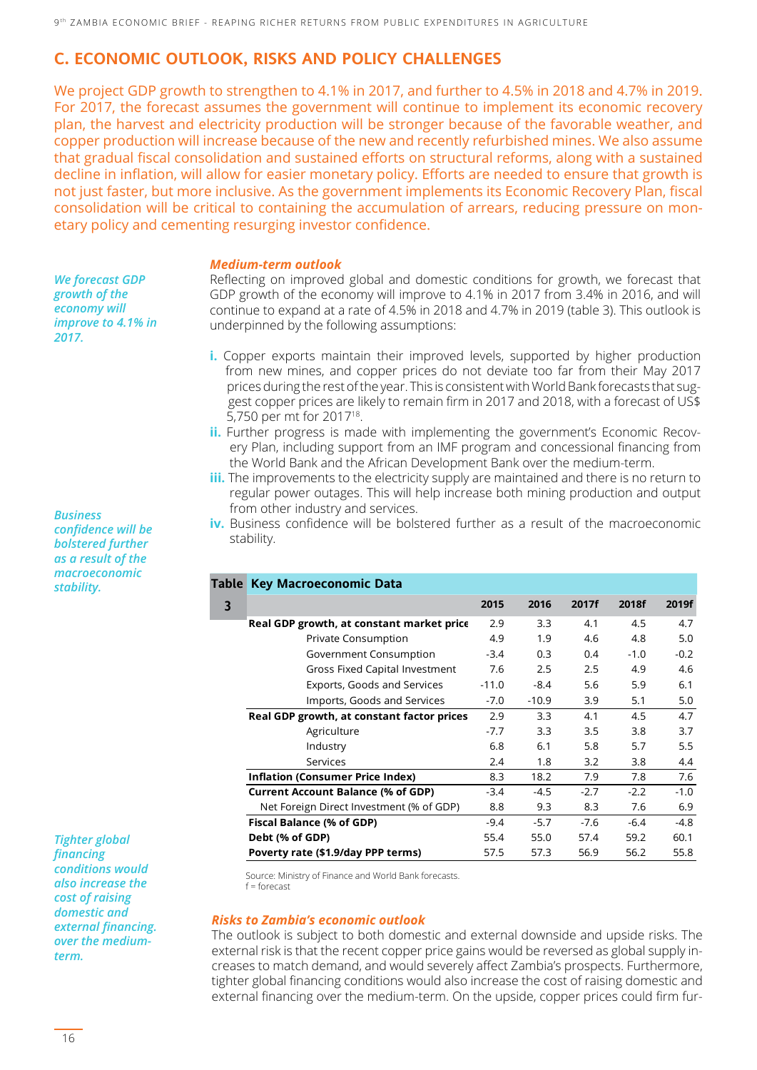## C. ECONOMIC OUTLOOK, RISKS AND POLICY CHALLENGES

We project GDP growth to strengthen to 4.1% in 2017, and further to 4.5% in 2018 and 4.7% in 2019. For 2017, the forecast assumes the government will continue to implement its economic recovery plan, the harvest and electricity production will be stronger because of the favorable weather, and copper production will increase because of the new and recently refurbished mines. We also assume that gradual fiscal consolidation and sustained efforts on structural reforms, along with a sustained decline in inflation, will allow for easier monetary policy. Efforts are needed to ensure that growth is not just faster, but more inclusive. As the government implements its Economic Recovery Plan, fiscal consolidation will be critical to containing the accumulation of arrears, reducing pressure on monetary policy and cementing resurging investor confidence.

### *Medium-term outlook*

*We forecast GDP growth of the economy will improve to 4.1% in 2017.*

Reflecting on improved global and domestic conditions for growth, we forecast that GDP growth of the economy will improve to 4.1% in 2017 from 3.4% in 2016, and will continue to expand at a rate of 4.5% in 2018 and 4.7% in 2019 (table 3). This outlook is underpinned by the following assumptions:

- **i.** Copper exports maintain their improved levels, supported by higher production from new mines, and copper prices do not deviate too far from their May 2017 prices during the rest of the year. This is consistent with World Bank forecasts that suggest copper prices are likely to remain firm in 2017 and 2018, with a forecast of US$ 5,750 per mt for 2017[18].
- **ii.** Further progress is made with implementing the government's Economic Recovery Plan, including support from an IMF program and concessional financing from the World Bank and the African Development Bank over the medium-term.
- **iii.** The improvements to the electricity supply are maintained and there is no return to regular power outages. This will help increase both mining production and output from other industry and services.
- **iv.** Business confidence will be bolstered further as a result of the macroeconomic stability.

*Business confidence will be bolstered further as a result of the macroeconomic stability.*

**Table 3 Key Macroeconomic Data**

| | 2015 | 2016 | 2017f | 2018f | 2019f |
|---|---|---|---|---|---|
| **Real GDP growth, at constant market price** | 2.9 | 3.3 | 4.1 | 4.5 | 4.7 |
| Private Consumption | 4.9 | 1.9 | 4.6 | 4.8 | 5.0 |
| Government Consumption | -3.4 | 0.3 | 0.4 | -1.0 | -0.2 |
| Gross Fixed Capital Investment | 7.6 | 2.5 | 2.5 | 4.9 | 4.6 |
| Exports, Goods and Services | -11.0 | -8.4 | 5.6 | 5.9 | 6.1 |
| Imports, Goods and Services | -7.0 | -10.9 | 3.9 | 5.1 | 5.0 |
| **Real GDP growth, at constant factor prices** | 2.9 | 3.3 | 4.1 | 4.5 | 4.7 |
| Agriculture | -7.7 | 3.3 | 3.5 | 3.8 | 3.7 |
| Industry | 6.8 | 6.1 | 5.8 | 5.7 | 5.5 |
| Services | 2.4 | 1.8 | 3.2 | 3.8 | 4.4 |
| **Inflation (Consumer Price Index)** | 8.3 | 18.2 | 7.9 | 7.8 | 7.6 |
| **Current Account Balance (% of GDP)** | -3.4 | -4.5 | -2.7 | -2.2 | -1.0 |
| Net Foreign Direct Investment (% of GDP) | 8.8 | 9.3 | 8.3 | 7.6 | 6.9 |
| **Fiscal Balance (% of GDP)** | -9.4 | -5.7 | -7.6 | -6.4 | -4.8 |
| **Debt (% of GDP)** | 55.4 | 55.0 | 57.4 | 59.2 | 60.1 |
| **Poverty rate ($1.9/day PPP terms)** | 57.5 | 57.3 | 56.9 | 56.2 | 55.8 |

Source: Ministry of Finance and World Bank forecasts.
f = forecast

### *Risks to Zambia's economic outlook*

*Tighter global financing conditions would also increase the cost of raising domestic and external financing. over the medium-term.*

The outlook is subject to both domestic and external downside and upside risks. The external risk is that the recent copper price gains would be reversed as global supply increases to match demand, and would severely affect Zambia's prospects. Furthermore, tighter global financing conditions would also increase the cost of raising domestic and external financing over the medium-term. On the upside, copper prices could firm fur-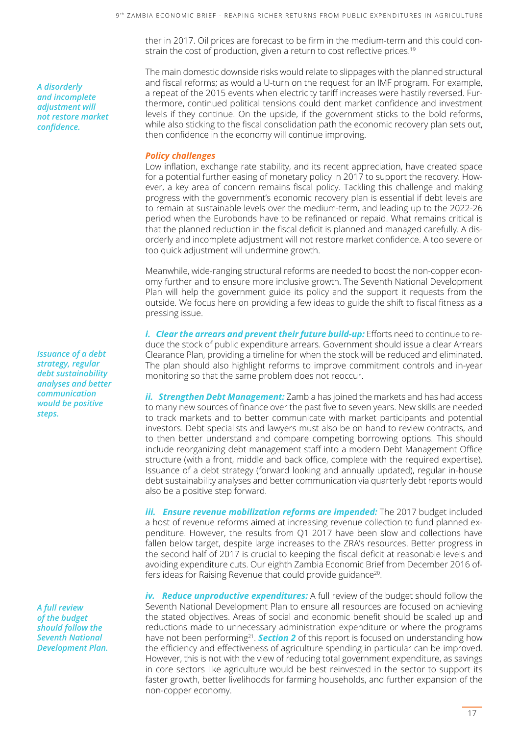ther in 2017. Oil prices are forecast to be firm in the medium-term and this could constrain the cost of production, given a return to cost reflective prices.[19]

The main domestic downside risks would relate to slippages with the planned structural and fiscal reforms; as would a U-turn on the request for an IMF program. For example, a repeat of the 2015 events when electricity tariff increases were hastily reversed. Furthermore, continued political tensions could dent market confidence and investment levels if they continue. On the upside, if the government sticks to the bold reforms, while also sticking to the fiscal consolidation path the economic recovery plan sets out, then confidence in the economy will continue improving.

***A disorderly and incomplete adjustment will not restore market confidence.***

***Policy challenges***

Low inflation, exchange rate stability, and its recent appreciation, have created space for a potential further easing of monetary policy in 2017 to support the recovery. However, a key area of concern remains fiscal policy. Tackling this challenge and making progress with the government's economic recovery plan is essential if debt levels are to remain at sustainable levels over the medium-term, and leading up to the 2022-26 period when the Eurobonds have to be refinanced or repaid. What remains critical is that the planned reduction in the fiscal deficit is planned and managed carefully. A disorderly and incomplete adjustment will not restore market confidence. A too severe or too quick adjustment will undermine growth.

Meanwhile, wide-ranging structural reforms are needed to boost the non-copper economy further and to ensure more inclusive growth. The Seventh National Development Plan will help the government guide its policy and the support it requests from the outside. We focus here on providing a few ideas to guide the shift to fiscal fitness as a pressing issue.

***i. Clear the arrears and prevent their future build-up:*** Efforts need to continue to reduce the stock of public expenditure arrears. Government should issue a clear Arrears Clearance Plan, providing a timeline for when the stock will be reduced and eliminated. The plan should also highlight reforms to improve commitment controls and in-year monitoring so that the same problem does not reoccur.

***Issuance of a debt strategy, regular debt sustainability analyses and better communication would be positive steps.***

***ii. Strengthen Debt Management:*** Zambia has joined the markets and has had access to many new sources of finance over the past five to seven years. New skills are needed to track markets and to better communicate with market participants and potential investors. Debt specialists and lawyers must also be on hand to review contracts, and to then better understand and compare competing borrowing options. This should include reorganizing debt management staff into a modern Debt Management Office structure (with a front, middle and back office, complete with the required expertise). Issuance of a debt strategy (forward looking and annually updated), regular in-house debt sustainability analyses and better communication via quarterly debt reports would also be a positive step forward.

***iii. Ensure revenue mobilization reforms are impended:*** The 2017 budget included a host of revenue reforms aimed at increasing revenue collection to fund planned expenditure. However, the results from Q1 2017 have been slow and collections have fallen below target, despite large increases to the ZRA's resources. Better progress in the second half of 2017 is crucial to keeping the fiscal deficit at reasonable levels and avoiding expenditure cuts. Our eighth Zambia Economic Brief from December 2016 offers ideas for Raising Revenue that could provide guidance[20].

***A full review of the budget should follow the Seventh National Development Plan.***

***iv. Reduce unproductive expenditures:*** A full review of the budget should follow the Seventh National Development Plan to ensure all resources are focused on achieving the stated objectives. Areas of social and economic benefit should be scaled up and reductions made to unnecessary administration expenditure or where the programs have not been performing[21]. ***Section 2*** of this report is focused on understanding how the efficiency and effectiveness of agriculture spending in particular can be improved. However, this is not with the view of reducing total government expenditure, as savings in core sectors like agriculture would be best reinvested in the sector to support its faster growth, better livelihoods for farming households, and further expansion of the non-copper economy.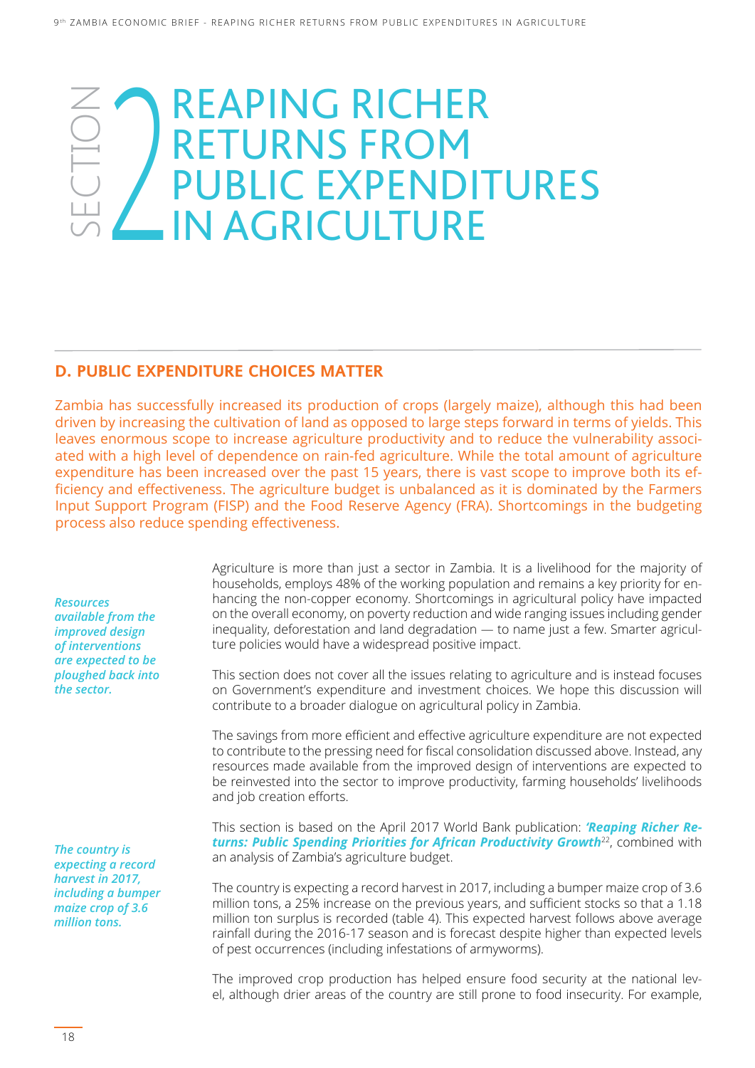# SECTION 2 REAPING RICHER RETURNS FROM PUBLIC EXPENDITURES IN AGRICULTURE

## D. PUBLIC EXPENDITURE CHOICES MATTER

Zambia has successfully increased its production of crops (largely maize), although this had been driven by increasing the cultivation of land as opposed to large steps forward in terms of yields. This leaves enormous scope to increase agriculture productivity and to reduce the vulnerability associated with a high level of dependence on rain-fed agriculture. While the total amount of agriculture expenditure has been increased over the past 15 years, there is vast scope to improve both its efficiency and effectiveness. The agriculture budget is unbalanced as it is dominated by the Farmers Input Support Program (FISP) and the Food Reserve Agency (FRA). Shortcomings in the budgeting process also reduce spending effectiveness.

*Resources available from the improved design of interventions are expected to be ploughed back into the sector.*

Agriculture is more than just a sector in Zambia. It is a livelihood for the majority of households, employs 48% of the working population and remains a key priority for enhancing the non-copper economy. Shortcomings in agricultural policy have impacted on the overall economy, on poverty reduction and wide ranging issues including gender inequality, deforestation and land degradation — to name just a few. Smarter agriculture policies would have a widespread positive impact.

This section does not cover all the issues relating to agriculture and is instead focuses on Government's expenditure and investment choices. We hope this discussion will contribute to a broader dialogue on agricultural policy in Zambia.

The savings from more efficient and effective agriculture expenditure are not expected to contribute to the pressing need for fiscal consolidation discussed above. Instead, any resources made available from the improved design of interventions are expected to be reinvested into the sector to improve productivity, farming households' livelihoods and job creation efforts.

This section is based on the April 2017 World Bank publication: ***'Reaping Richer Returns: Public Spending Priorities for African Productivity Growth***[22], combined with an analysis of Zambia's agriculture budget.

*The country is expecting a record harvest in 2017, including a bumper maize crop of 3.6 million tons.*

The country is expecting a record harvest in 2017, including a bumper maize crop of 3.6 million tons, a 25% increase on the previous years, and sufficient stocks so that a 1.18 million ton surplus is recorded (table 4). This expected harvest follows above average rainfall during the 2016-17 season and is forecast despite higher than expected levels of pest occurrences (including infestations of armyworms).

The improved crop production has helped ensure food security at the national level, although drier areas of the country are still prone to food insecurity. For example,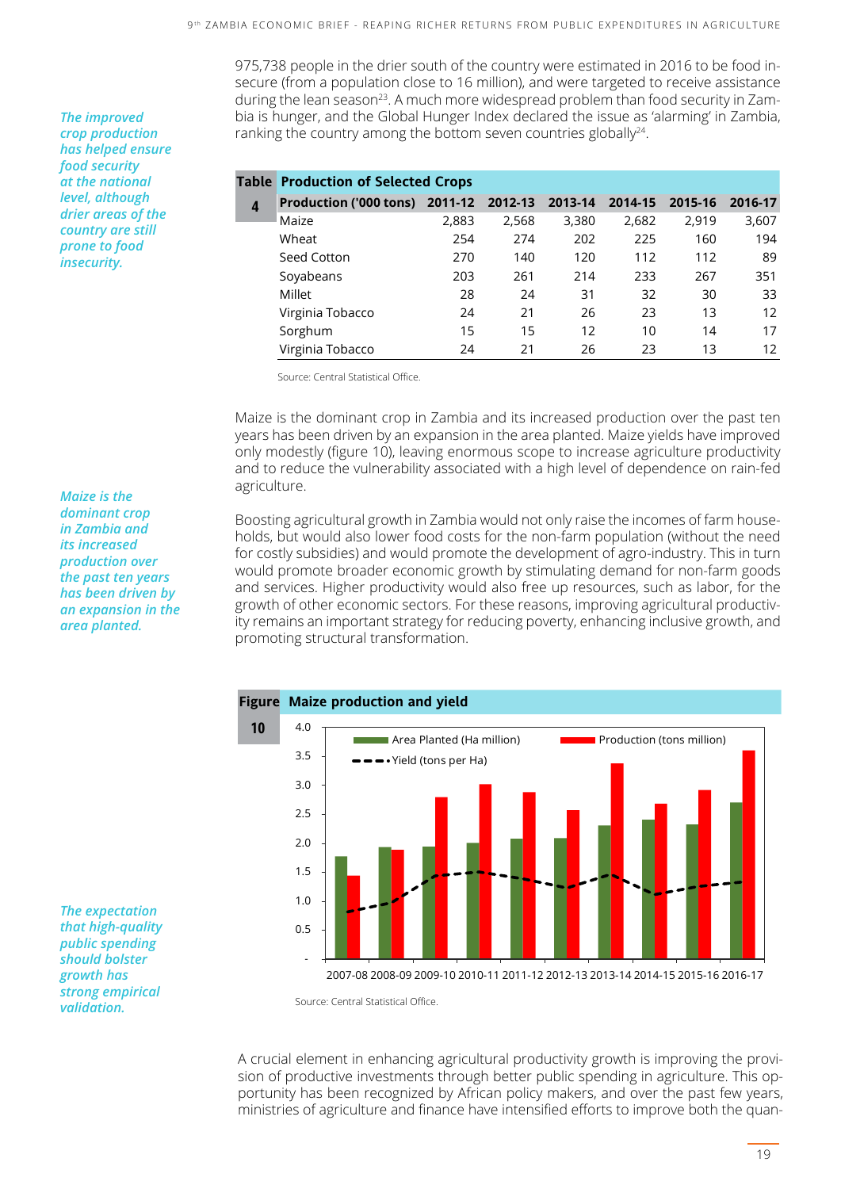975,738 people in the drier south of the country were estimated in 2016 to be food insecure (from a population close to 16 million), and were targeted to receive assistance during the lean season[23]. A much more widespread problem than food security in Zambia is hunger, and the Global Hunger Index declared the issue as 'alarming' in Zambia, ranking the country among the bottom seven countries globally[24].

*The improved crop production has helped ensure food security at the national level, although drier areas of the country are still prone to food insecurity.*

**Table 4 Production of Selected Crops**

| Production ('000 tons) | 2011-12 | 2012-13 | 2013-14 | 2014-15 | 2015-16 | 2016-17 |
|---|---|---|---|---|---|---|
| Maize | 2,883 | 2,568 | 3,380 | 2,682 | 2,919 | 3,607 |
| Wheat | 254 | 274 | 202 | 225 | 160 | 194 |
| Seed Cotton | 270 | 140 | 120 | 112 | 112 | 89 |
| Soyabeans | 203 | 261 | 214 | 233 | 267 | 351 |
| Millet | 28 | 24 | 31 | 32 | 30 | 33 |
| Virginia Tobacco | 24 | 21 | 26 | 23 | 13 | 12 |
| Sorghum | 15 | 15 | 12 | 10 | 14 | 17 |
| Virginia Tobacco | 24 | 21 | 26 | 23 | 13 | 12 |

Source: Central Statistical Office.

*Maize is the dominant crop in Zambia and its increased production over the past ten years has been driven by an expansion in the area planted.*

Maize is the dominant crop in Zambia and its increased production over the past ten years has been driven by an expansion in the area planted. Maize yields have improved only modestly (figure 10), leaving enormous scope to increase agriculture productivity and to reduce the vulnerability associated with a high level of dependence on rain-fed agriculture.

Boosting agricultural growth in Zambia would not only raise the incomes of farm households, but would also lower food costs for the non-farm population (without the need for costly subsidies) and would promote the development of agro-industry. This in turn would promote broader economic growth by stimulating demand for non-farm goods and services. Higher productivity would also free up resources, such as labor, for the growth of other economic sectors. For these reasons, improving agricultural productivity remains an important strategy for reducing poverty, enhancing inclusive growth, and promoting structural transformation.

**Figure 10 Maize production and yield**

Source: Central Statistical Office.

*The expectation that high-quality public spending should bolster growth has strong empirical validation.*

A crucial element in enhancing agricultural productivity growth is improving the provision of productive investments through better public spending in agriculture. This opportunity has been recognized by African policy makers, and over the past few years, ministries of agriculture and finance have intensified efforts to improve both the quan-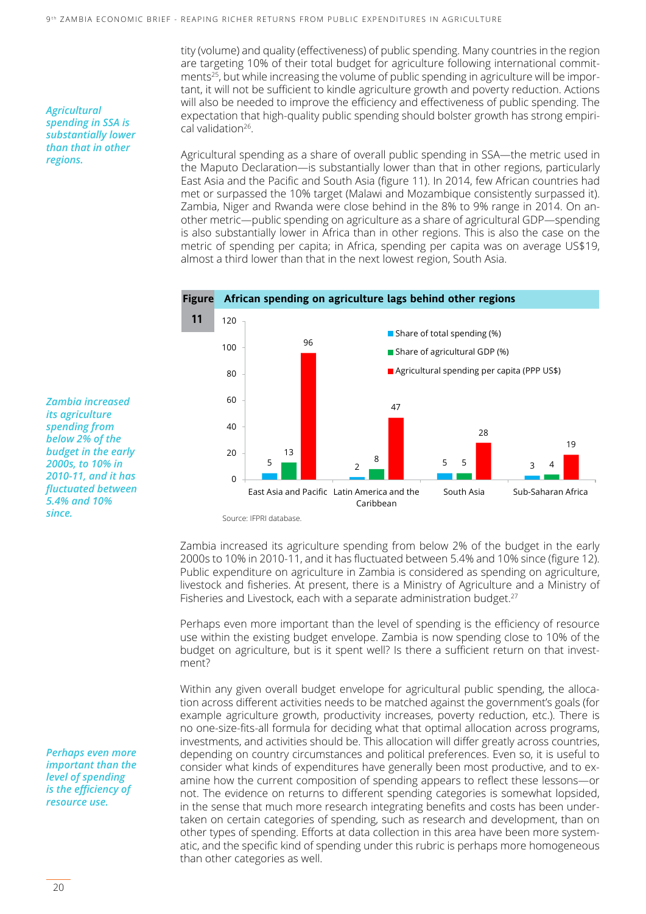tity (volume) and quality (effectiveness) of public spending. Many countries in the region are targeting 10% of their total budget for agriculture following international commitments[25], but while increasing the volume of public spending in agriculture will be important, it will not be sufficient to kindle agriculture growth and poverty reduction. Actions will also be needed to improve the efficiency and effectiveness of public spending. The expectation that high-quality public spending should bolster growth has strong empirical validation[26].

*Agricultural spending in SSA is substantially lower than that in other regions.*

Agricultural spending as a share of overall public spending in SSA—the metric used in the Maputo Declaration—is substantially lower than that in other regions, particularly East Asia and the Pacific and South Asia (figure 11). In 2014, few African countries had met or surpassed the 10% target (Malawi and Mozambique consistently surpassed it). Zambia, Niger and Rwanda were close behind in the 8% to 9% range in 2014. On another metric—public spending on agriculture as a share of agricultural GDP—spending is also substantially lower in Africa than in other regions. This is also the case on the metric of spending per capita; in Africa, spending per capita was on average US$19, almost a third lower than that in the next lowest region, South Asia.

**Figure 11 African spending on agriculture lags behind other regions**

| Region | Share of total spending (%) | Share of agricultural GDP (%) | Agricultural spending per capita (PPP US$) |
|---|---|---|---|
| East Asia and Pacific | 5 | 13 | 96 |
| Latin America and the Caribbean | 2 | 8 | 47 |
| South Asia | 5 | 5 | 28 |
| Sub-Saharan Africa | 3 | 4 | 19 |

Source: IFPRI database.

*Zambia increased its agriculture spending from below 2% of the budget in the early 2000s, to 10% in 2010-11, and it has fluctuated between 5.4% and 10% since.*

Zambia increased its agriculture spending from below 2% of the budget in the early 2000s to 10% in 2010-11, and it has fluctuated between 5.4% and 10% since (figure 12). Public expenditure on agriculture in Zambia is considered as spending on agriculture, livestock and fisheries. At present, there is a Ministry of Agriculture and a Ministry of Fisheries and Livestock, each with a separate administration budget.[27]

Perhaps even more important than the level of spending is the efficiency of resource use within the existing budget envelope. Zambia is now spending close to 10% of the budget on agriculture, but is it spent well? Is there a sufficient return on that investment?

*Perhaps even more important than the level of spending is the efficiency of resource use.*

Within any given overall budget envelope for agricultural public spending, the allocation across different activities needs to be matched against the government's goals (for example agriculture growth, productivity increases, poverty reduction, etc.). There is no one-size-fits-all formula for deciding what that optimal allocation across programs, investments, and activities should be. This allocation will differ greatly across countries, depending on country circumstances and political preferences. Even so, it is useful to consider what kinds of expenditures have generally been most productive, and to examine how the current composition of spending appears to reflect these lessons—or not. The evidence on returns to different spending categories is somewhat lopsided, in the sense that much more research integrating benefits and costs has been undertaken on certain categories of spending, such as research and development, than on other types of spending. Efforts at data collection in this area have been more systematic, and the specific kind of spending under this rubric is perhaps more homogeneous than other categories as well.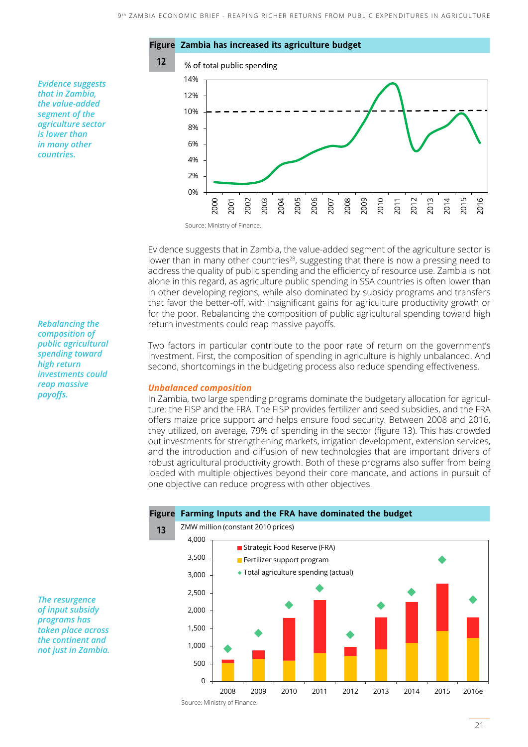**Figure 12 Zambia has increased its agriculture budget**

% of total public spending

Source: Ministry of Finance.

*Evidence suggests that in Zambia, the value-added segment of the agriculture sector is lower than in many other countries.*

Evidence suggests that in Zambia, the value-added segment of the agriculture sector is lower than in many other countries[28], suggesting that there is now a pressing need to address the quality of public spending and the efficiency of resource use. Zambia is not alone in this regard, as agriculture public spending in SSA countries is often lower than in other developing regions, while also dominated by subsidy programs and transfers that favor the better-off, with insignificant gains for agriculture productivity growth or for the poor. Rebalancing the composition of public agricultural spending toward high return investments could reap massive payoffs.

*Rebalancing the composition of public agricultural spending toward high return investments could reap massive payoffs.*

Two factors in particular contribute to the poor rate of return on the government's investment. First, the composition of spending in agriculture is highly unbalanced. And second, shortcomings in the budgeting process also reduce spending effectiveness.

### Unbalanced composition

In Zambia, two large spending programs dominate the budgetary allocation for agriculture: the FISP and the FRA. The FISP provides fertilizer and seed subsidies, and the FRA offers maize price support and helps ensure food security. Between 2008 and 2016, they utilized, on average, 79% of spending in the sector (figure 13). This has crowded out investments for strengthening markets, irrigation development, extension services, and the introduction and diffusion of new technologies that are important drivers of robust agricultural productivity growth. Both of these programs also suffer from being loaded with multiple objectives beyond their core mandate, and actions in pursuit of one objective can reduce progress with other objectives.

**Figure 13 Farming Inputs and the FRA have dominated the budget**

ZMW million (constant 2010 prices)

Legend: Strategic Food Reserve (FRA); Fertilizer support program; Total agriculture spending (actual)

Source: Ministry of Finance.

*The resurgence of input subsidy programs has taken place across the continent and not just in Zambia.*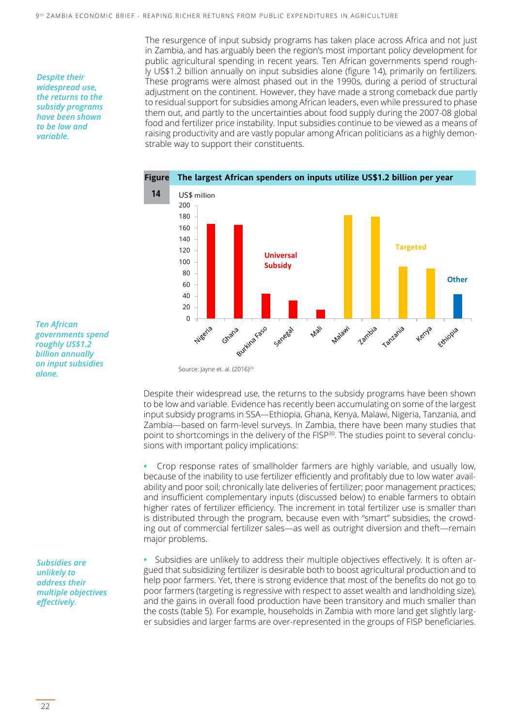*Despite their widespread use, the returns to the subsidy programs have been shown to be low and variable.*

The resurgence of input subsidy programs has taken place across Africa and not just in Zambia, and has arguably been the region's most important policy development for public agricultural spending in recent years. Ten African governments spend roughly US$1.2 billion annually on input subsidies alone (figure 14), primarily on fertilizers. These programs were almost phased out in the 1990s, during a period of structural adjustment on the continent. However, they have made a strong comeback due partly to residual support for subsidies among African leaders, even while pressured to phase them out, and partly to the uncertainties about food supply during the 2007-08 global food and fertilizer price instability. Input subsidies continue to be viewed as a means of raising productivity and are vastly popular among African politicians as a highly demonstrable way to support their constituents.

**Figure 14 The largest African spenders on inputs utilize US$1.2 billion per year**

US$ million

| Country | Category | Approx. US$ million |
|---|---|---|
| Nigeria | Universal Subsidy | 167 |
| Ghana | Universal Subsidy | 165 |
| Burkina Faso | Universal Subsidy | 44 |
| Senegal | Universal Subsidy | 32 |
| Mali | Universal Subsidy | 16 |
| Malawi | Targeted | 182 |
| Zambia | Targeted | 180 |
| Tanzania | Targeted | 92 |
| Kenya | Targeted | 88 |
| Ethiopia | Other | 43 |

Source: Jayne et. al. (2016)[29]

*Ten African governments spend roughly US$1.2 billion annually on input subsidies alone.*

Despite their widespread use, the returns to the subsidy programs have been shown to be low and variable. Evidence has recently been accumulating on some of the largest input subsidy programs in SSA—Ethiopia, Ghana, Kenya, Malawi, Nigeria, Tanzania, and Zambia—based on farm-level surveys. In Zambia, there have been many studies that point to shortcomings in the delivery of the FISP[30]. The studies point to several conclusions with important policy implications:

- Crop response rates of smallholder farmers are highly variable, and usually low, because of the inability to use fertilizer efficiently and profitably due to low water availability and poor soil; chronically late deliveries of fertilizer; poor management practices; and insufficient complementary inputs (discussed below) to enable farmers to obtain higher rates of fertilizer efficiency. The increment in total fertilizer use is smaller than is distributed through the program, because even with "smart" subsidies, the crowding out of commercial fertilizer sales—as well as outright diversion and theft—remain major problems.

*Subsidies are unlikely to address their multiple objectives effectively.*

- Subsidies are unlikely to address their multiple objectives effectively. It is often argued that subsidizing fertilizer is desirable both to boost agricultural production and to help poor farmers. Yet, there is strong evidence that most of the benefits do not go to poor farmers (targeting is regressive with respect to asset wealth and landholding size), and the gains in overall food production have been transitory and much smaller than the costs (table 5). For example, households in Zambia with more land get slightly larger subsidies and larger farms are over-represented in the groups of FISP beneficiaries.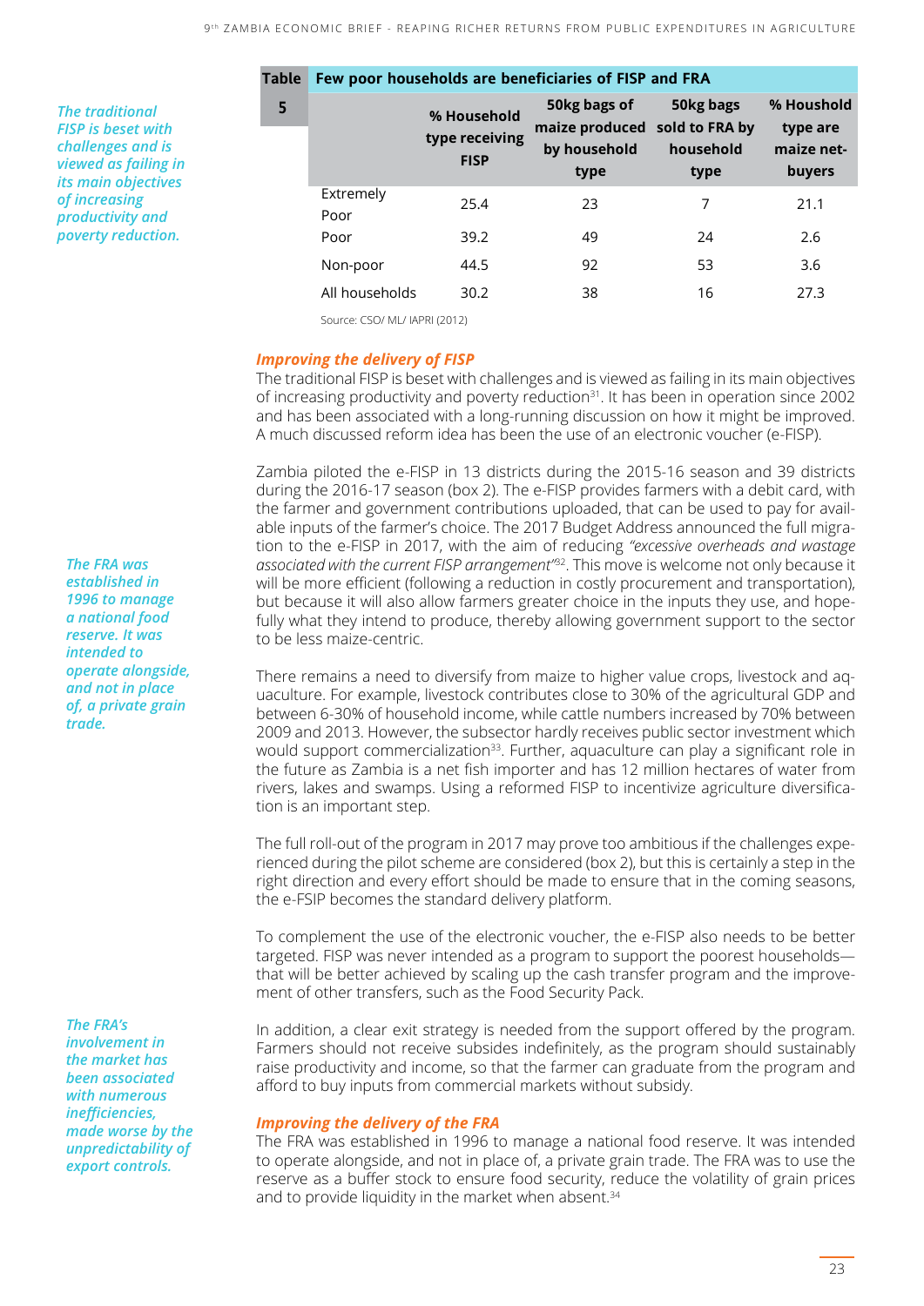**Table 5 Few poor households are beneficiaries of FISP and FRA**

| | % Household type receiving FISP | 50kg bags of maize produced by household type | 50kg bags sold to FRA by household type | % Houshold type are maize net-buyers |
|---|---|---|---|---|
| Extremely Poor | 25.4 | 23 | 7 | 21.1 |
| Poor | 39.2 | 49 | 24 | 2.6 |
| Non-poor | 44.5 | 92 | 53 | 3.6 |
| All households | 30.2 | 38 | 16 | 27.3 |

Source: CSO/ ML/ IAPRI (2012)

*The traditional FISP is beset with challenges and is viewed as failing in its main objectives of increasing productivity and poverty reduction.*

### *Improving the delivery of FISP*

The traditional FISP is beset with challenges and is viewed as failing in its main objectives of increasing productivity and poverty reduction[31]. It has been in operation since 2002 and has been associated with a long-running discussion on how it might be improved. A much discussed reform idea has been the use of an electronic voucher (e-FISP).

Zambia piloted the e-FISP in 13 districts during the 2015-16 season and 39 districts during the 2016-17 season (box 2). The e-FISP provides farmers with a debit card, with the farmer and government contributions uploaded, that can be used to pay for available inputs of the farmer's choice. The 2017 Budget Address announced the full migration to the e-FISP in 2017, with the aim of reducing *"excessive overheads and wastage associated with the current FISP arrangement"*[32]. This move is welcome not only because it will be more efficient (following a reduction in costly procurement and transportation), but because it will also allow farmers greater choice in the inputs they use, and hopefully what they intend to produce, thereby allowing government support to the sector to be less maize-centric.

There remains a need to diversify from maize to higher value crops, livestock and aquaculture. For example, livestock contributes close to 30% of the agricultural GDP and between 6-30% of household income, while cattle numbers increased by 70% between 2009 and 2013. However, the subsector hardly receives public sector investment which would support commercialization[33]. Further, aquaculture can play a significant role in the future as Zambia is a net fish importer and has 12 million hectares of water from rivers, lakes and swamps. Using a reformed FISP to incentivize agriculture diversification is an important step.

The full roll-out of the program in 2017 may prove too ambitious if the challenges experienced during the pilot scheme are considered (box 2), but this is certainly a step in the right direction and every effort should be made to ensure that in the coming seasons, the e-FSIP becomes the standard delivery platform.

To complement the use of the electronic voucher, the e-FISP also needs to be better targeted. FISP was never intended as a program to support the poorest households—that will be better achieved by scaling up the cash transfer program and the improvement of other transfers, such as the Food Security Pack.

In addition, a clear exit strategy is needed from the support offered by the program. Farmers should not receive subsides indefinitely, as the program should sustainably raise productivity and income, so that the farmer can graduate from the program and afford to buy inputs from commercial markets without subsidy.

*The FRA was established in 1996 to manage a national food reserve. It was intended to operate alongside, and not in place of, a private grain trade.*

*The FRA's involvement in the market has been associated with numerous inefficiencies, made worse by the unpredictability of export controls.*

### *Improving the delivery of the FRA*

The FRA was established in 1996 to manage a national food reserve. It was intended to operate alongside, and not in place of, a private grain trade. The FRA was to use the reserve as a buffer stock to ensure food security, reduce the volatility of grain prices and to provide liquidity in the market when absent.[34]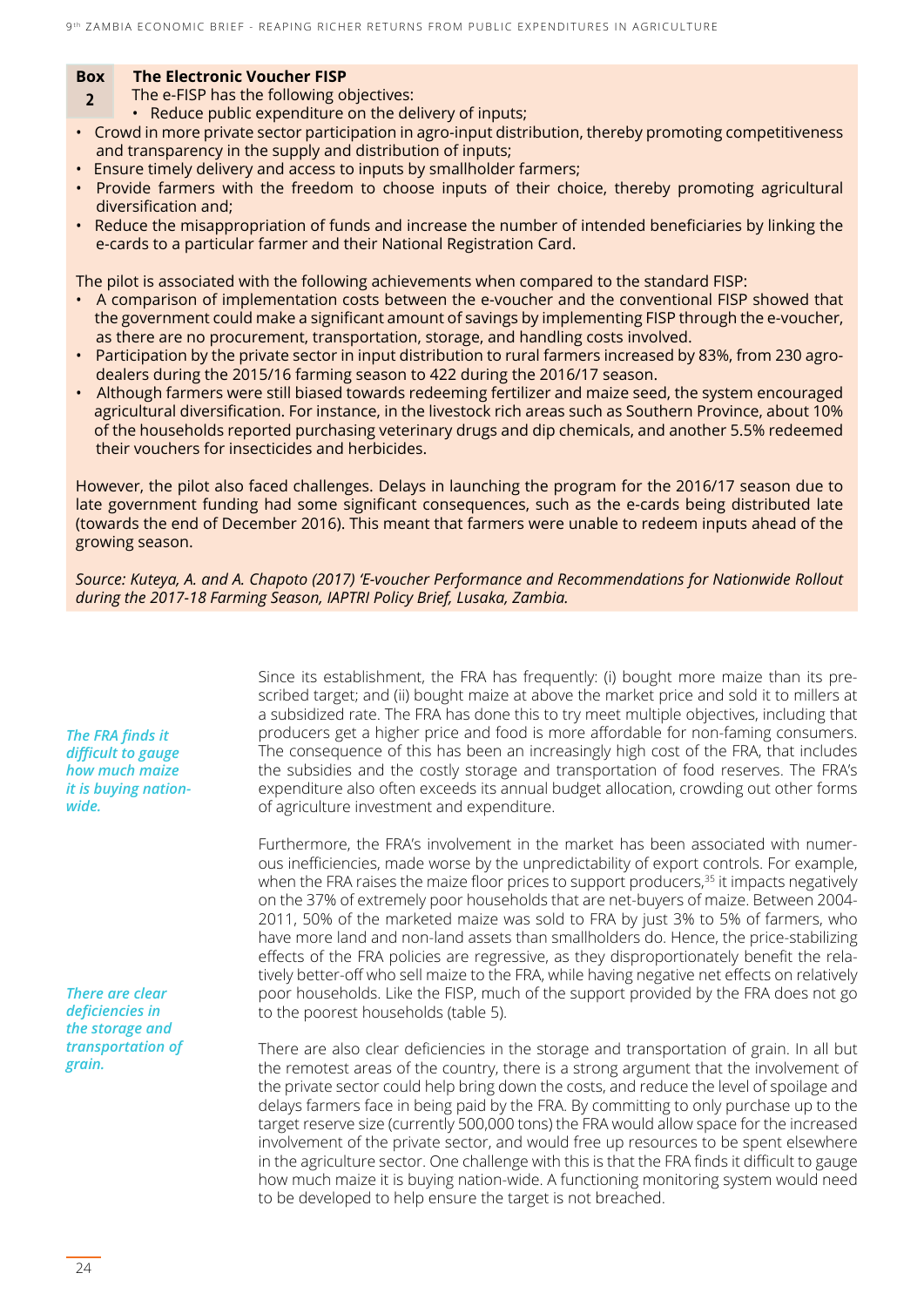**Box 2 The Electronic Voucher FISP**

The e-FISP has the following objectives:

- Reduce public expenditure on the delivery of inputs;
- Crowd in more private sector participation in agro-input distribution, thereby promoting competitiveness and transparency in the supply and distribution of inputs;
- Ensure timely delivery and access to inputs by smallholder farmers;
- Provide farmers with the freedom to choose inputs of their choice, thereby promoting agricultural diversification and;
- Reduce the misappropriation of funds and increase the number of intended beneficiaries by linking the e-cards to a particular farmer and their National Registration Card.

The pilot is associated with the following achievements when compared to the standard FISP:

- A comparison of implementation costs between the e-voucher and the conventional FISP showed that the government could make a significant amount of savings by implementing FISP through the e-voucher, as there are no procurement, transportation, storage, and handling costs involved.
- Participation by the private sector in input distribution to rural farmers increased by 83%, from 230 agro-dealers during the 2015/16 farming season to 422 during the 2016/17 season.
- Although farmers were still biased towards redeeming fertilizer and maize seed, the system encouraged agricultural diversification. For instance, in the livestock rich areas such as Southern Province, about 10% of the households reported purchasing veterinary drugs and dip chemicals, and another 5.5% redeemed their vouchers for insecticides and herbicides.

However, the pilot also faced challenges. Delays in launching the program for the 2016/17 season due to late government funding had some significant consequences, such as the e-cards being distributed late (towards the end of December 2016). This meant that farmers were unable to redeem inputs ahead of the growing season.

*Source: Kuteya, A. and A. Chapoto (2017) 'E-voucher Performance and Recommendations for Nationwide Rollout during the 2017-18 Farming Season, IAPTRI Policy Brief, Lusaka, Zambia.*

*The FRA finds it difficult to gauge how much maize it is buying nation-wide.*

Since its establishment, the FRA has frequently: (i) bought more maize than its prescribed target; and (ii) bought maize at above the market price and sold it to millers at a subsidized rate. The FRA has done this to try meet multiple objectives, including that producers get a higher price and food is more affordable for non-faming consumers. The consequence of this has been an increasingly high cost of the FRA, that includes the subsidies and the costly storage and transportation of food reserves. The FRA's expenditure also often exceeds its annual budget allocation, crowding out other forms of agriculture investment and expenditure.

Furthermore, the FRA's involvement in the market has been associated with numerous inefficiencies, made worse by the unpredictability of export controls. For example, when the FRA raises the maize floor prices to support producers,[35] it impacts negatively on the 37% of extremely poor households that are net-buyers of maize. Between 2004-2011, 50% of the marketed maize was sold to FRA by just 3% to 5% of farmers, who have more land and non-land assets than smallholders do. Hence, the price-stabilizing effects of the FRA policies are regressive, as they disproportionately benefit the relatively better-off who sell maize to the FRA, while having negative net effects on relatively poor households. Like the FISP, much of the support provided by the FRA does not go to the poorest households (table 5).

*There are clear deficiencies in the storage and transportation of grain.*

There are also clear deficiencies in the storage and transportation of grain. In all but the remotest areas of the country, there is a strong argument that the involvement of the private sector could help bring down the costs, and reduce the level of spoilage and delays farmers face in being paid by the FRA. By committing to only purchase up to the target reserve size (currently 500,000 tons) the FRA would allow space for the increased involvement of the private sector, and would free up resources to be spent elsewhere in the agriculture sector. One challenge with this is that the FRA finds it difficult to gauge how much maize it is buying nation-wide. A functioning monitoring system would need to be developed to help ensure the target is not breached.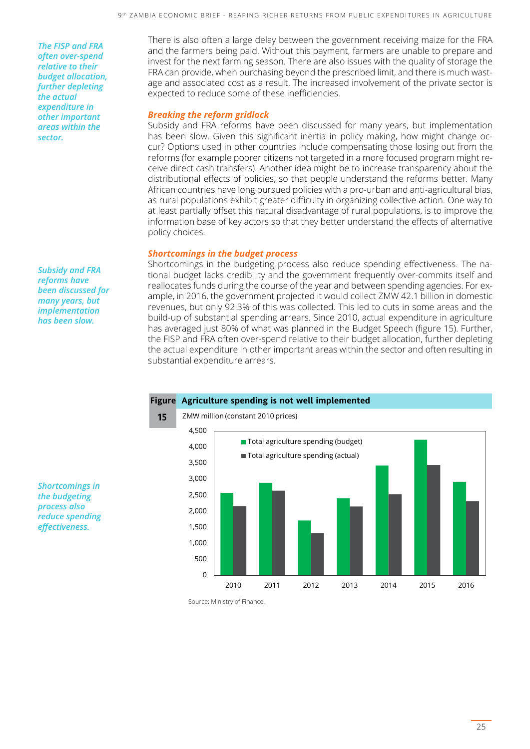*The FISP and FRA often over-spend relative to their budget allocation, further depleting the actual expenditure in other important areas within the sector.*

There is also often a large delay between the government receiving maize for the FRA and the farmers being paid. Without this payment, farmers are unable to prepare and invest for the next farming season. There are also issues with the quality of storage the FRA can provide, when purchasing beyond the prescribed limit, and there is much wastage and associated cost as a result. The increased involvement of the private sector is expected to reduce some of these inefficiencies.

### Breaking the reform gridlock

*Subsidy and FRA reforms have been discussed for many years, but implementation has been slow.*

Subsidy and FRA reforms have been discussed for many years, but implementation has been slow. Given this significant inertia in policy making, how might change occur? Options used in other countries include compensating those losing out from the reforms (for example poorer citizens not targeted in a more focused program might receive direct cash transfers). Another idea might be to increase transparency about the distributional effects of policies, so that people understand the reforms better. Many African countries have long pursued policies with a pro-urban and anti-agricultural bias, as rural populations exhibit greater difficulty in organizing collective action. One way to at least partially offset this natural disadvantage of rural populations, is to improve the information base of key actors so that they better understand the effects of alternative policy choices.

### Shortcomings in the budget process

*Shortcomings in the budgeting process also reduce spending effectiveness.*

Shortcomings in the budgeting process also reduce spending effectiveness. The national budget lacks credibility and the government frequently over-commits itself and reallocates funds during the course of the year and between spending agencies. For example, in 2016, the government projected it would collect ZMW 42.1 billion in domestic revenues, but only 92.3% of this was collected. This led to cuts in some areas and the build-up of substantial spending arrears. Since 2010, actual expenditure in agriculture has averaged just 80% of what was planned in the Budget Speech (figure 15). Further, the FISP and FRA often over-spend relative to their budget allocation, further depleting the actual expenditure in other important areas within the sector and often resulting in substantial expenditure arrears.

**Figure 15** **Agriculture spending is not well implemented**

ZMW million (constant 2010 prices)

| Year | Total agriculture spending (budget) | Total agriculture spending (actual) |
|---|---|---|
| 2010 | ~2,550 | ~2,150 |
| 2011 | ~2,880 | ~2,630 |
| 2012 | ~1,700 | ~1,300 |
| 2013 | ~2,400 | ~2,150 |
| 2014 | ~3,420 | ~2,520 |
| 2015 | ~4,220 | ~3,440 |
| 2016 | ~2,900 | ~2,300 |

Source: Ministry of Finance.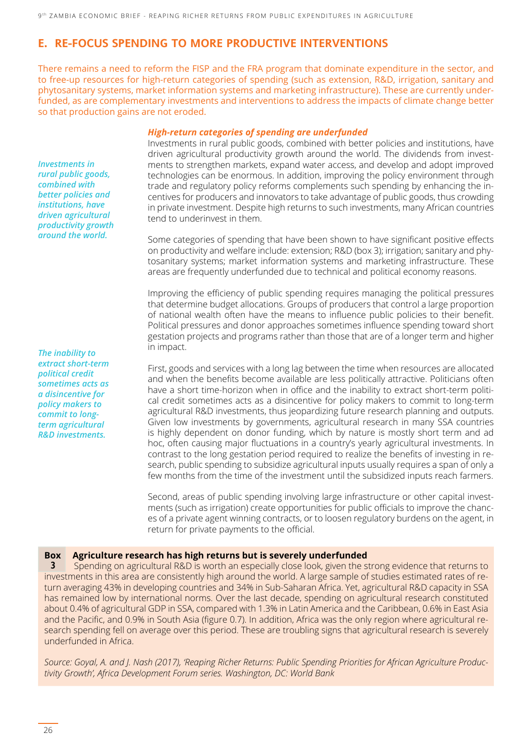## E. RE-FOCUS SPENDING TO MORE PRODUCTIVE INTERVENTIONS

There remains a need to reform the FISP and the FRA program that dominate expenditure in the sector, and to free-up resources for high-return categories of spending (such as extension, R&D, irrigation, sanitary and phytosanitary systems, market information systems and marketing infrastructure). These are currently underfunded, as are complementary investments and interventions to address the impacts of climate change better so that production gains are not eroded.

### *High-return categories of spending are underfunded*

*Investments in rural public goods, combined with better policies and institutions, have driven agricultural productivity growth around the world.*

Investments in rural public goods, combined with better policies and institutions, have driven agricultural productivity growth around the world. The dividends from investments to strengthen markets, expand water access, and develop and adopt improved technologies can be enormous. In addition, improving the policy environment through trade and regulatory policy reforms complements such spending by enhancing the incentives for producers and innovators to take advantage of public goods, thus crowding in private investment. Despite high returns to such investments, many African countries tend to underinvest in them.

Some categories of spending that have been shown to have significant positive effects on productivity and welfare include: extension; R&D (box 3); irrigation; sanitary and phytosanitary systems; market information systems and marketing infrastructure. These areas are frequently underfunded due to technical and political economy reasons.

Improving the efficiency of public spending requires managing the political pressures that determine budget allocations. Groups of producers that control a large proportion of national wealth often have the means to influence public policies to their benefit. Political pressures and donor approaches sometimes influence spending toward short gestation projects and programs rather than those that are of a longer term and higher in impact.

*The inability to extract short-term political credit sometimes acts as a disincentive for policy makers to commit to long-term agricultural R&D investments.*

First, goods and services with a long lag between the time when resources are allocated and when the benefits become available are less politically attractive. Politicians often have a short time-horizon when in office and the inability to extract short-term political credit sometimes acts as a disincentive for policy makers to commit to long-term agricultural R&D investments, thus jeopardizing future research planning and outputs. Given low investments by governments, agricultural research in many SSA countries is highly dependent on donor funding, which by nature is mostly short term and ad hoc, often causing major fluctuations in a country's yearly agricultural investments. In contrast to the long gestation period required to realize the benefits of investing in research, public spending to subsidize agricultural inputs usually requires a span of only a few months from the time of the investment until the subsidized inputs reach farmers.

Second, areas of public spending involving large infrastructure or other capital investments (such as irrigation) create opportunities for public officials to improve the chances of a private agent winning contracts, or to loosen regulatory burdens on the agent, in return for private payments to the official.

**Box 3 Agriculture research has high returns but is severely underfunded**

Spending on agricultural R&D is worth an especially close look, given the strong evidence that returns to investments in this area are consistently high around the world. A large sample of studies estimated rates of return averaging 43% in developing countries and 34% in Sub-Saharan Africa. Yet, agricultural R&D capacity in SSA has remained low by international norms. Over the last decade, spending on agricultural research constituted about 0.4% of agricultural GDP in SSA, compared with 1.3% in Latin America and the Caribbean, 0.6% in East Asia and the Pacific, and 0.9% in South Asia (figure 0.7). In addition, Africa was the only region where agricultural research spending fell on average over this period. These are troubling signs that agricultural research is severely underfunded in Africa.

*Source: Goyal, A. and J. Nash (2017), 'Reaping Richer Returns: Public Spending Priorities for African Agriculture Productivity Growth', Africa Development Forum series. Washington, DC: World Bank*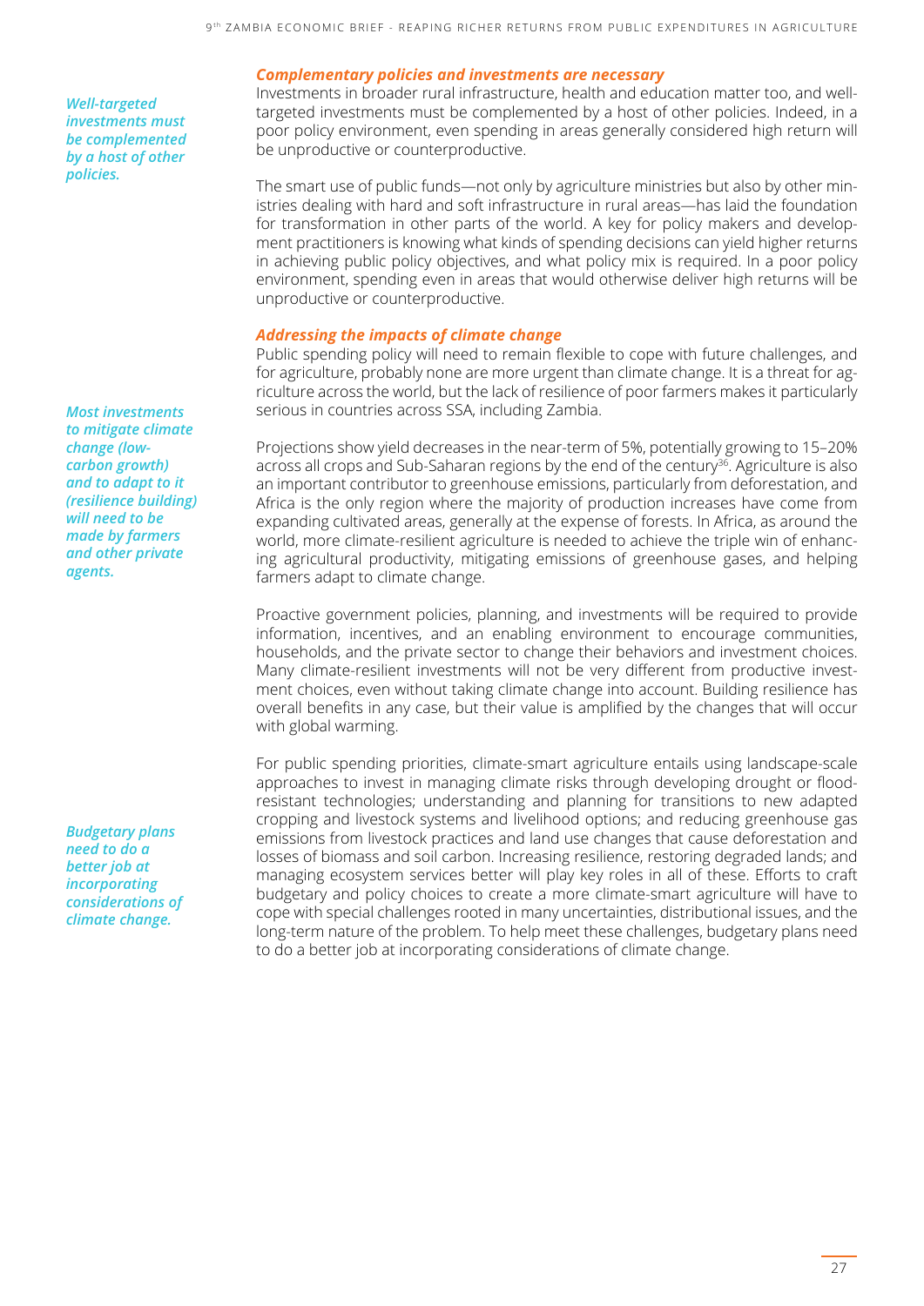### *Complementary policies and investments are necessary*

*Well-targeted investments must be complemented by a host of other policies.*

Investments in broader rural infrastructure, health and education matter too, and well-targeted investments must be complemented by a host of other policies. Indeed, in a poor policy environment, even spending in areas generally considered high return will be unproductive or counterproductive.

The smart use of public funds—not only by agriculture ministries but also by other ministries dealing with hard and soft infrastructure in rural areas—has laid the foundation for transformation in other parts of the world. A key for policy makers and development practitioners is knowing what kinds of spending decisions can yield higher returns in achieving public policy objectives, and what policy mix is required. In a poor policy environment, spending even in areas that would otherwise deliver high returns will be unproductive or counterproductive.

### *Addressing the impacts of climate change*

Public spending policy will need to remain flexible to cope with future challenges, and for agriculture, probably none are more urgent than climate change. It is a threat for agriculture across the world, but the lack of resilience of poor farmers makes it particularly serious in countries across SSA, including Zambia.

*Most investments to mitigate climate change (low-carbon growth) and to adapt to it (resilience building) will need to be made by farmers and other private agents.*

Projections show yield decreases in the near-term of 5%, potentially growing to 15–20% across all crops and Sub-Saharan regions by the end of the century[36]. Agriculture is also an important contributor to greenhouse emissions, particularly from deforestation, and Africa is the only region where the majority of production increases have come from expanding cultivated areas, generally at the expense of forests. In Africa, as around the world, more climate-resilient agriculture is needed to achieve the triple win of enhancing agricultural productivity, mitigating emissions of greenhouse gases, and helping farmers adapt to climate change.

Proactive government policies, planning, and investments will be required to provide information, incentives, and an enabling environment to encourage communities, households, and the private sector to change their behaviors and investment choices. Many climate-resilient investments will not be very different from productive investment choices, even without taking climate change into account. Building resilience has overall benefits in any case, but their value is amplified by the changes that will occur with global warming.

*Budgetary plans need to do a better job at incorporating considerations of climate change.*

For public spending priorities, climate-smart agriculture entails using landscape-scale approaches to invest in managing climate risks through developing drought or flood-resistant technologies; understanding and planning for transitions to new adapted cropping and livestock systems and livelihood options; and reducing greenhouse gas emissions from livestock practices and land use changes that cause deforestation and losses of biomass and soil carbon. Increasing resilience, restoring degraded lands; and managing ecosystem services better will play key roles in all of these. Efforts to craft budgetary and policy choices to create a more climate-smart agriculture will have to cope with special challenges rooted in many uncertainties, distributional issues, and the long-term nature of the problem. To help meet these challenges, budgetary plans need to do a better job at incorporating considerations of climate change.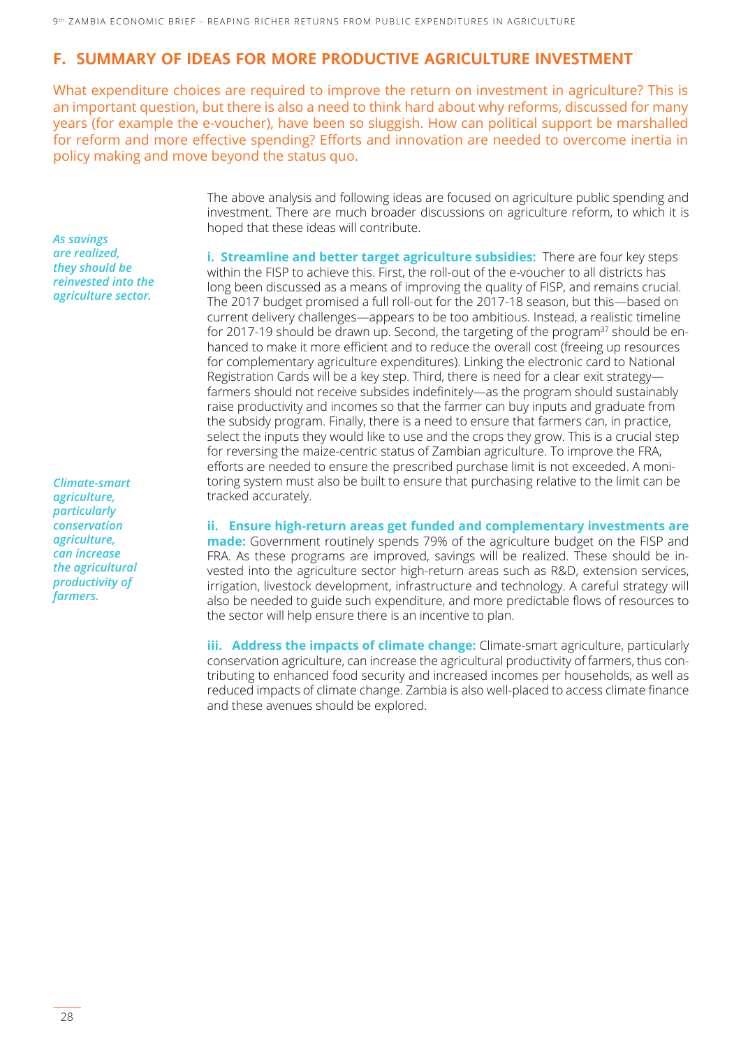## F. SUMMARY OF IDEAS FOR MORE PRODUCTIVE AGRICULTURE INVESTMENT

What expenditure choices are required to improve the return on investment in agriculture? This is an important question, but there is also a need to think hard about why reforms, discussed for many years (for example the e-voucher), have been so sluggish. How can political support be marshalled for reform and more effective spending? Efforts and innovation are needed to overcome inertia in policy making and move beyond the status quo.

The above analysis and following ideas are focused on agriculture public spending and investment. There are much broader discussions on agriculture reform, to which it is hoped that these ideas will contribute.

*As savings are realized, they should be reinvested into the agriculture sector.*

**i. Streamline and better target agriculture subsidies:** There are four key steps within the FISP to achieve this. First, the roll-out of the e-voucher to all districts has long been discussed as a means of improving the quality of FISP, and remains crucial. The 2017 budget promised a full roll-out for the 2017-18 season, but this—based on current delivery challenges—appears to be too ambitious. Instead, a realistic timeline for 2017-19 should be drawn up. Second, the targeting of the program[37] should be enhanced to make it more efficient and to reduce the overall cost (freeing up resources for complementary agriculture expenditures). Linking the electronic card to National Registration Cards will be a key step. Third, there is need for a clear exit strategy—farmers should not receive subsides indefinitely—as the program should sustainably raise productivity and incomes so that the farmer can buy inputs and graduate from the subsidy program. Finally, there is a need to ensure that farmers can, in practice, select the inputs they would like to use and the crops they grow. This is a crucial step for reversing the maize-centric status of Zambian agriculture. To improve the FRA, efforts are needed to ensure the prescribed purchase limit is not exceeded. A monitoring system must also be built to ensure that purchasing relative to the limit can be tracked accurately.

*Climate-smart agriculture, particularly conservation agriculture, can increase the agricultural productivity of farmers.*

**ii. Ensure high-return areas get funded and complementary investments are made:** Government routinely spends 79% of the agriculture budget on the FISP and FRA. As these programs are improved, savings will be realized. These should be invested into the agriculture sector high-return areas such as R&D, extension services, irrigation, livestock development, infrastructure and technology. A careful strategy will also be needed to guide such expenditure, and more predictable flows of resources to the sector will help ensure there is an incentive to plan.

**iii. Address the impacts of climate change:** Climate-smart agriculture, particularly conservation agriculture, can increase the agricultural productivity of farmers, thus contributing to enhanced food security and increased incomes per households, as well as reduced impacts of climate change. Zambia is also well-placed to access climate finance and these avenues should be explored.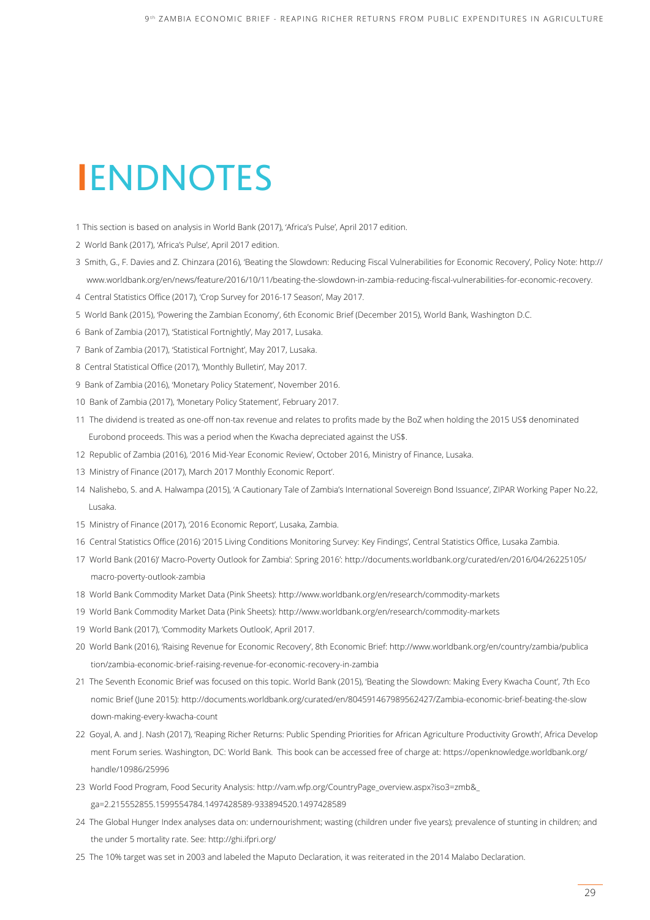# ENDNOTES

1 This section is based on analysis in World Bank (2017), 'Africa's Pulse', April 2017 edition.

2 World Bank (2017), 'Africa's Pulse', April 2017 edition.

3 Smith, G., F. Davies and Z. Chinzara (2016), 'Beating the Slowdown: Reducing Fiscal Vulnerabilities for Economic Recovery', Policy Note: http://www.worldbank.org/en/news/feature/2016/10/11/beating-the-slowdown-in-zambia-reducing-fiscal-vulnerabilities-for-economic-recovery.

4 Central Statistics Office (2017), 'Crop Survey for 2016-17 Season', May 2017.

5 World Bank (2015), 'Powering the Zambian Economy', 6th Economic Brief (December 2015), World Bank, Washington D.C.

6 Bank of Zambia (2017), 'Statistical Fortnightly', May 2017, Lusaka.

7 Bank of Zambia (2017), 'Statistical Fortnight', May 2017, Lusaka.

8 Central Statistical Office (2017), 'Monthly Bulletin', May 2017.

9 Bank of Zambia (2016), 'Monetary Policy Statement', November 2016.

10 Bank of Zambia (2017), 'Monetary Policy Statement', February 2017.

11 The dividend is treated as one-off non-tax revenue and relates to profits made by the BoZ when holding the 2015 US$ denominated Eurobond proceeds. This was a period when the Kwacha depreciated against the US$.

12 Republic of Zambia (2016), '2016 Mid-Year Economic Review', October 2016, Ministry of Finance, Lusaka.

13 Ministry of Finance (2017), March 2017 Monthly Economic Report'.

14 Nalishebo, S. and A. Halwampa (2015), 'A Cautionary Tale of Zambia's International Sovereign Bond Issuance', ZIPAR Working Paper No.22, Lusaka.

15 Ministry of Finance (2017), '2016 Economic Report', Lusaka, Zambia.

16 Central Statistics Office (2016) '2015 Living Conditions Monitoring Survey: Key Findings', Central Statistics Office, Lusaka Zambia.

17 World Bank (2016)' Macro-Poverty Outlook for Zambia': Spring 2016': http://documents.worldbank.org/curated/en/2016/04/26225105/macro-poverty-outlook-zambia

18 World Bank Commodity Market Data (Pink Sheets): http://www.worldbank.org/en/research/commodity-markets

19 World Bank Commodity Market Data (Pink Sheets): http://www.worldbank.org/en/research/commodity-markets

19 World Bank (2017), 'Commodity Markets Outlook', April 2017.

20 World Bank (2016), 'Raising Revenue for Economic Recovery', 8th Economic Brief: http://www.worldbank.org/en/country/zambia/publication/zambia-economic-brief-raising-revenue-for-economic-recovery-in-zambia

21 The Seventh Economic Brief was focused on this topic. World Bank (2015), 'Beating the Slowdown: Making Every Kwacha Count', 7th Economic Brief (June 2015): http://documents.worldbank.org/curated/en/804591467989562427/Zambia-economic-brief-beating-the-slowdown-making-every-kwacha-count

22 Goyal, A. and J. Nash (2017), 'Reaping Richer Returns: Public Spending Priorities for African Agriculture Productivity Growth', Africa Development Forum series. Washington, DC: World Bank. This book can be accessed free of charge at: https://openknowledge.worldbank.org/handle/10986/25996

23 World Food Program, Food Security Analysis: http://vam.wfp.org/CountryPage_overview.aspx?iso3=zmb&_ga=2.215552855.1599554784.1497428589-933894520.1497428589

24 The Global Hunger Index analyses data on: undernourishment; wasting (children under five years); prevalence of stunting in children; and the under 5 mortality rate. See: http://ghi.ifpri.org/

25 The 10% target was set in 2003 and labeled the Maputo Declaration, it was reiterated in the 2014 Malabo Declaration.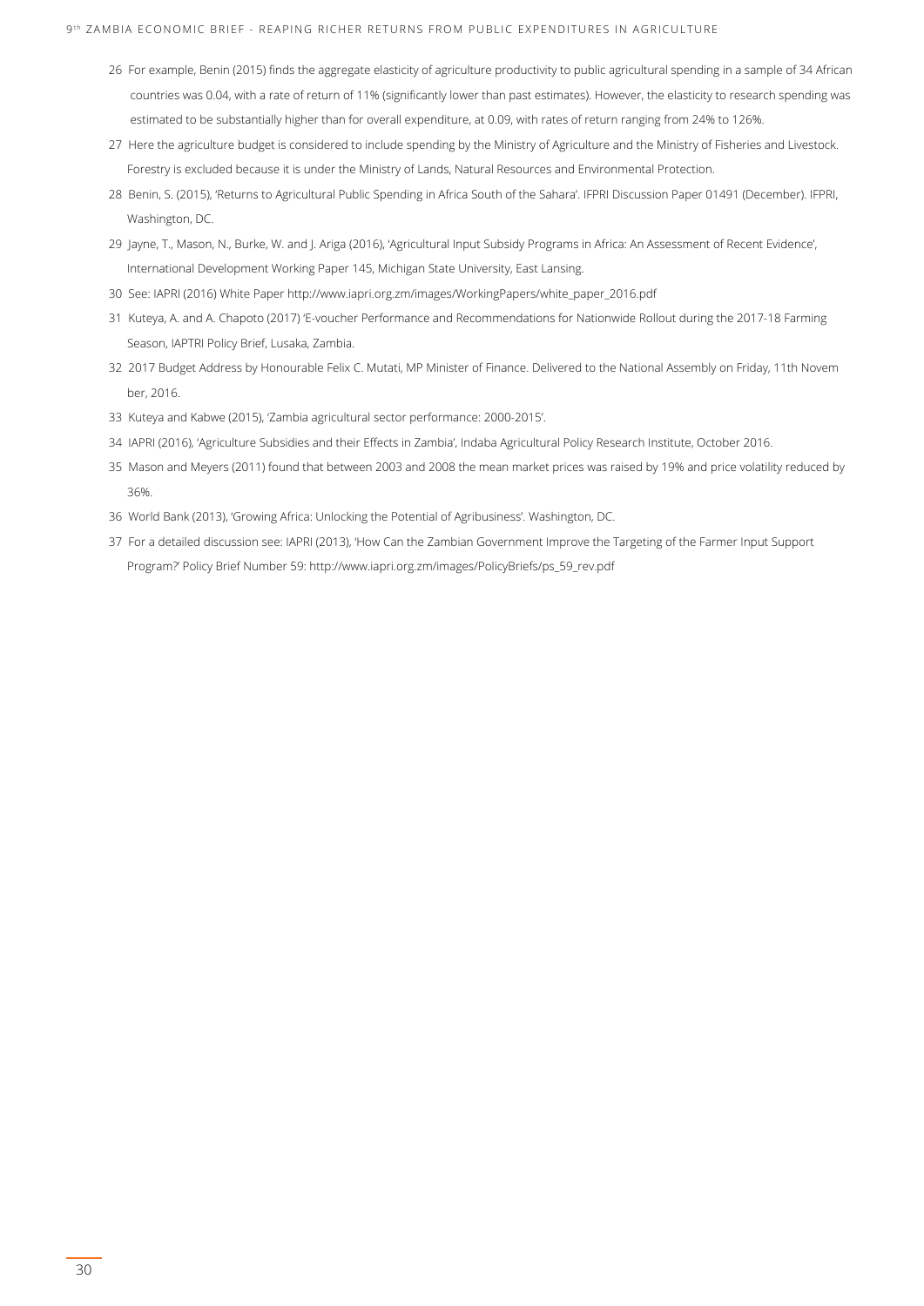26 For example, Benin (2015) finds the aggregate elasticity of agriculture productivity to public agricultural spending in a sample of 34 African countries was 0.04, with a rate of return of 11% (significantly lower than past estimates). However, the elasticity to research spending was estimated to be substantially higher than for overall expenditure, at 0.09, with rates of return ranging from 24% to 126%.

27 Here the agriculture budget is considered to include spending by the Ministry of Agriculture and the Ministry of Fisheries and Livestock. Forestry is excluded because it is under the Ministry of Lands, Natural Resources and Environmental Protection.

28 Benin, S. (2015), 'Returns to Agricultural Public Spending in Africa South of the Sahara'. IFPRI Discussion Paper 01491 (December). IFPRI, Washington, DC.

29 Jayne, T., Mason, N., Burke, W. and J. Ariga (2016), 'Agricultural Input Subsidy Programs in Africa: An Assessment of Recent Evidence', International Development Working Paper 145, Michigan State University, East Lansing.

30 See: IAPRI (2016) White Paper http://www.iapri.org.zm/images/WorkingPapers/white_paper_2016.pdf

31 Kuteya, A. and A. Chapoto (2017) 'E-voucher Performance and Recommendations for Nationwide Rollout during the 2017-18 Farming Season, IAPTRI Policy Brief, Lusaka, Zambia.

32 2017 Budget Address by Honourable Felix C. Mutati, MP Minister of Finance. Delivered to the National Assembly on Friday, 11th Novem ber, 2016.

33 Kuteya and Kabwe (2015), 'Zambia agricultural sector performance: 2000-2015'.

34 IAPRI (2016), 'Agriculture Subsidies and their Effects in Zambia', Indaba Agricultural Policy Research Institute, October 2016.

35 Mason and Meyers (2011) found that between 2003 and 2008 the mean market prices was raised by 19% and price volatility reduced by 36%.

36 World Bank (2013), 'Growing Africa: Unlocking the Potential of Agribusiness'. Washington, DC.

37 For a detailed discussion see: IAPRI (2013), 'How Can the Zambian Government Improve the Targeting of the Farmer Input Support Program?' Policy Brief Number 59: http://www.iapri.org.zm/images/PolicyBriefs/ps_59_rev.pdf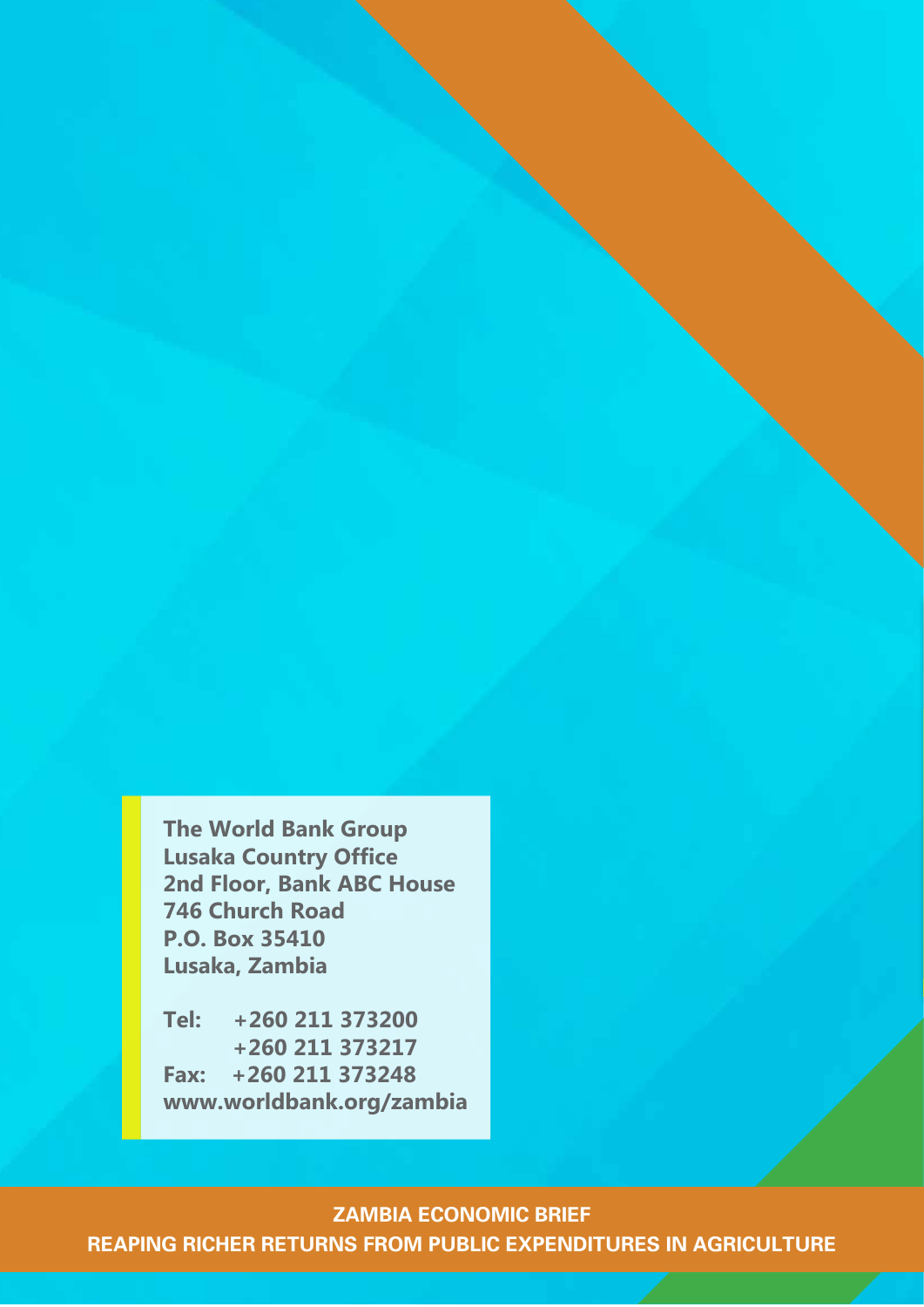**The World Bank Group**
**Lusaka Country Office**
**2nd Floor, Bank ABC House**
**746 Church Road**
**P.O. Box 35410**
**Lusaka, Zambia**

**Tel: +260 211 373200**
**+260 211 373217**
**Fax: +260 211 373248**
**www.worldbank.org/zambia**

**ZAMBIA ECONOMIC BRIEF**
**REAPING RICHER RETURNS FROM PUBLIC EXPENDITURES IN AGRICULTURE**